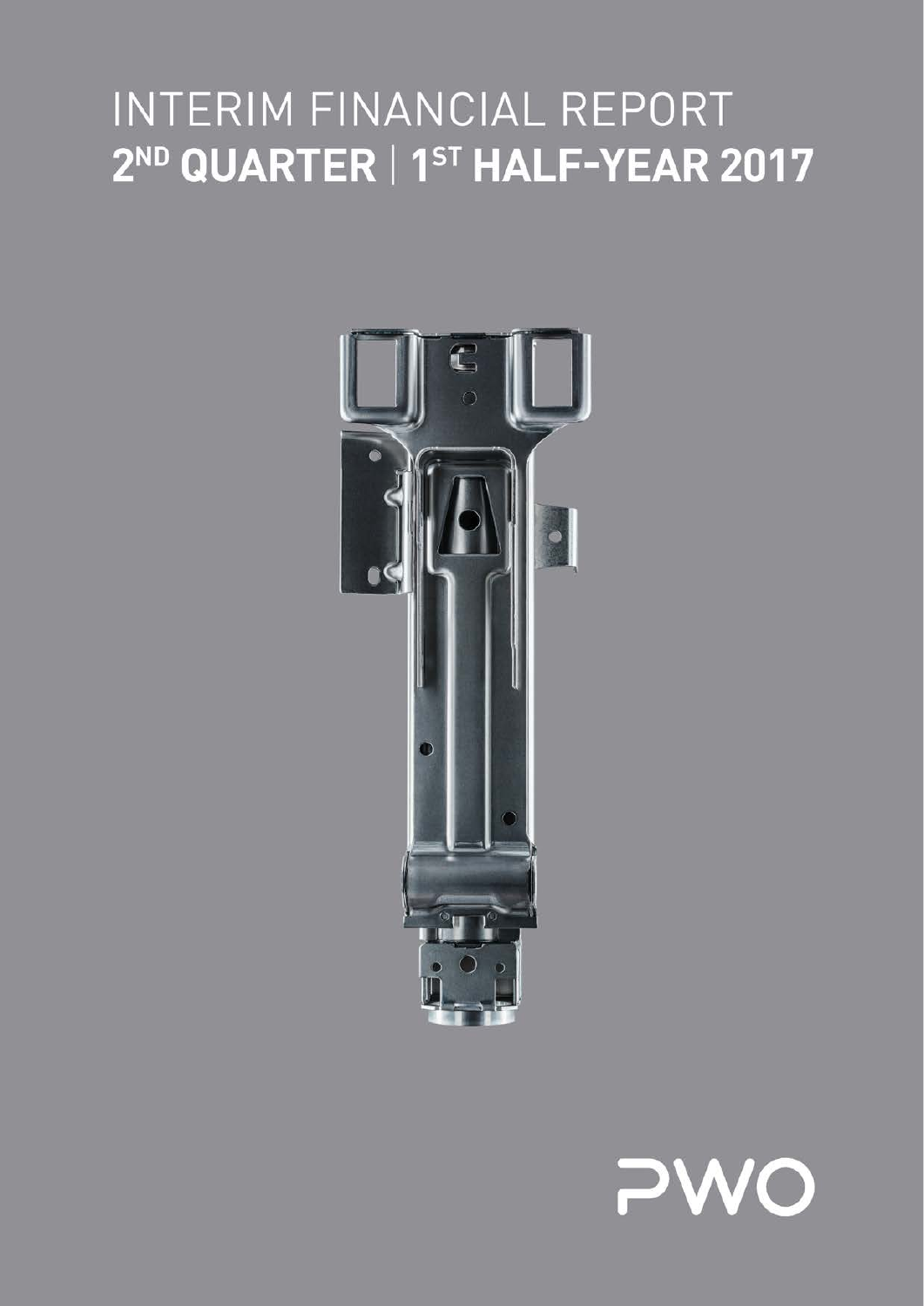# INTERIM FINANCIAL REPORT

## 2ND QUARTER | 1ST HALF-YEAR 2017

PWO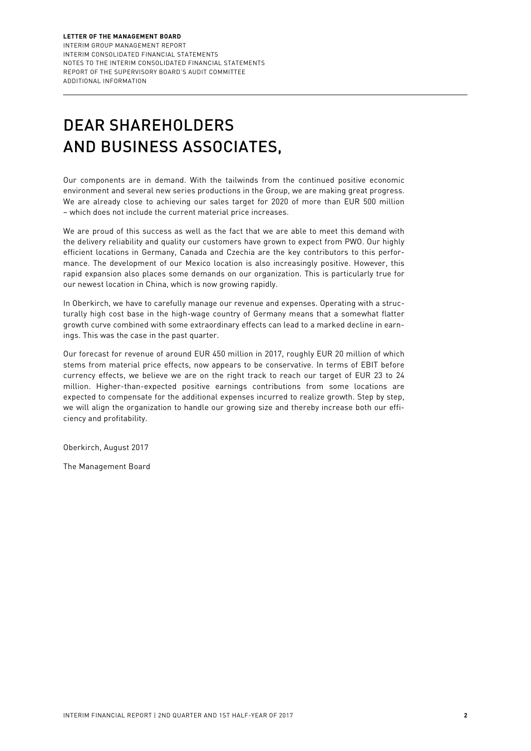# DEAR SHAREHOLDERS AND BUSINESS ASSOCIATES,

Our components are in demand. With the tailwinds from the continued positive economic environment and several new series productions in the Group, we are making great progress. We are already close to achieving our sales target for 2020 of more than EUR 500 million – which does not include the current material price increases.

We are proud of this success as well as the fact that we are able to meet this demand with the delivery reliability and quality our customers have grown to expect from PWO. Our highly efficient locations in Germany, Canada and Czechia are the key contributors to this performance. The development of our Mexico location is also increasingly positive. However, this rapid expansion also places some demands on our organization. This is particularly true for our newest location in China, which is now growing rapidly.

In Oberkirch, we have to carefully manage our revenue and expenses. Operating with a structurally high cost base in the high-wage country of Germany means that a somewhat flatter growth curve combined with some extraordinary effects can lead to a marked decline in earnings. This was the case in the past quarter.

Our forecast for revenue of around EUR 450 million in 2017, roughly EUR 20 million of which stems from material price effects, now appears to be conservative. In terms of EBIT before currency effects, we believe we are on the right track to reach our target of EUR 23 to 24 million. Higher-than-expected positive earnings contributions from some locations are expected to compensate for the additional expenses incurred to realize growth. Step by step, we will align the organization to handle our growing size and thereby increase both our efficiency and profitability.

Oberkirch, August 2017

The Management Board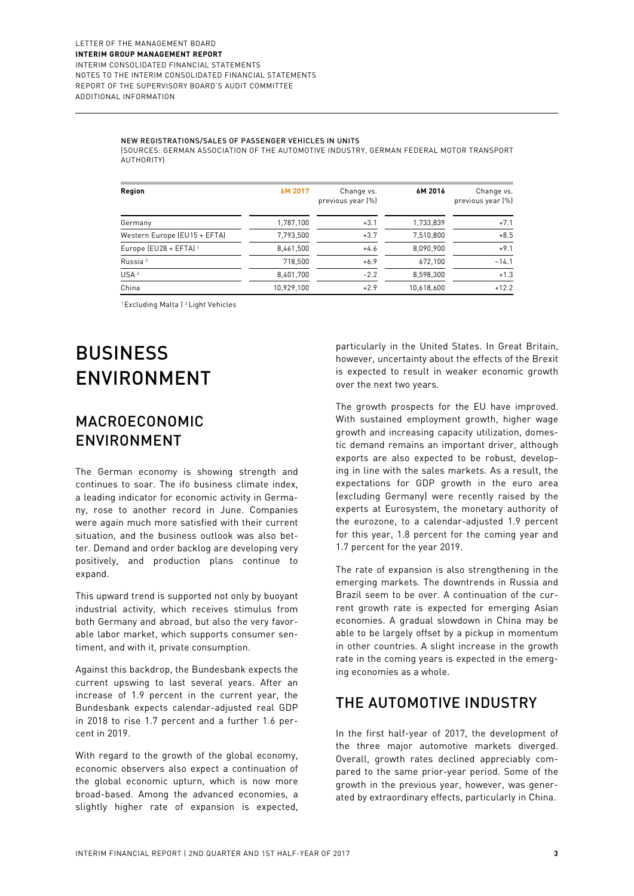NEW REGISTRATIONS/SALES OF PASSENGER VEHICLES IN UNITS
(SOURCES: GERMAN ASSOCIATION OF THE AUTOMOTIVE INDUSTRY, GERMAN FEDERAL MOTOR TRANSPORT AUTHORITY)

| Region | 6M 2017 | Change vs. previous year (%) | 6M 2016 | Change vs. previous year (%) |
|---|---|---|---|---|
| Germany | 1,787,100 | +3.1 | 1,733,839 | +7.1 |
| Western Europe (EU15 + EFTA) | 7,793,500 | +3.7 | 7,510,800 | +8.5 |
| Europe (EU28 + EFTA) [1] | 8,461,500 | +4.6 | 8,090,900 | +9.1 |
| Russia [2] | 718,500 | +6.9 | 672,100 | −14.1 |
| USA [2] | 8,401,700 | −2.2 | 8,598,300 | +1.3 |
| China | 10,929,100 | +2.9 | 10,618,600 | +12.2 |

[1] Excluding Malta | [2] Light Vehicles

# BUSINESS ENVIRONMENT

## MACROECONOMIC ENVIRONMENT

The German economy is showing strength and continues to soar. The ifo business climate index, a leading indicator for economic activity in Germany, rose to another record in June. Companies were again much more satisfied with their current situation, and the business outlook was also better. Demand and order backlog are developing very positively, and production plans continue to expand.

This upward trend is supported not only by buoyant industrial activity, which receives stimulus from both Germany and abroad, but also the very favorable labor market, which supports consumer sentiment, and with it, private consumption.

Against this backdrop, the Bundesbank expects the current upswing to last several years. After an increase of 1.9 percent in the current year, the Bundesbank expects calendar-adjusted real GDP in 2018 to rise 1.7 percent and a further 1.6 percent in 2019.

With regard to the growth of the global economy, economic observers also expect a continuation of the global economic upturn, which is now more broad-based. Among the advanced economies, a slightly higher rate of expansion is expected, particularly in the United States. In Great Britain, however, uncertainty about the effects of the Brexit is expected to result in weaker economic growth over the next two years.

The growth prospects for the EU have improved. With sustained employment growth, higher wage growth and increasing capacity utilization, domestic demand remains an important driver, although exports are also expected to be robust, developing in line with the sales markets. As a result, the expectations for GDP growth in the euro area (excluding Germany) were recently raised by the experts at Eurosystem, the monetary authority of the eurozone, to a calendar-adjusted 1.9 percent for this year, 1.8 percent for the coming year and 1.7 percent for the year 2019.

The rate of expansion is also strengthening in the emerging markets. The downtrends in Russia and Brazil seem to be over. A continuation of the current growth rate is expected for emerging Asian economies. A gradual slowdown in China may be able to be largely offset by a pickup in momentum in other countries. A slight increase in the growth rate in the coming years is expected in the emerging economies as a whole.

## THE AUTOMOTIVE INDUSTRY

In the first half-year of 2017, the development of the three major automotive markets diverged. Overall, growth rates declined appreciably compared to the same prior-year period. Some of the growth in the previous year, however, was generated by extraordinary effects, particularly in China.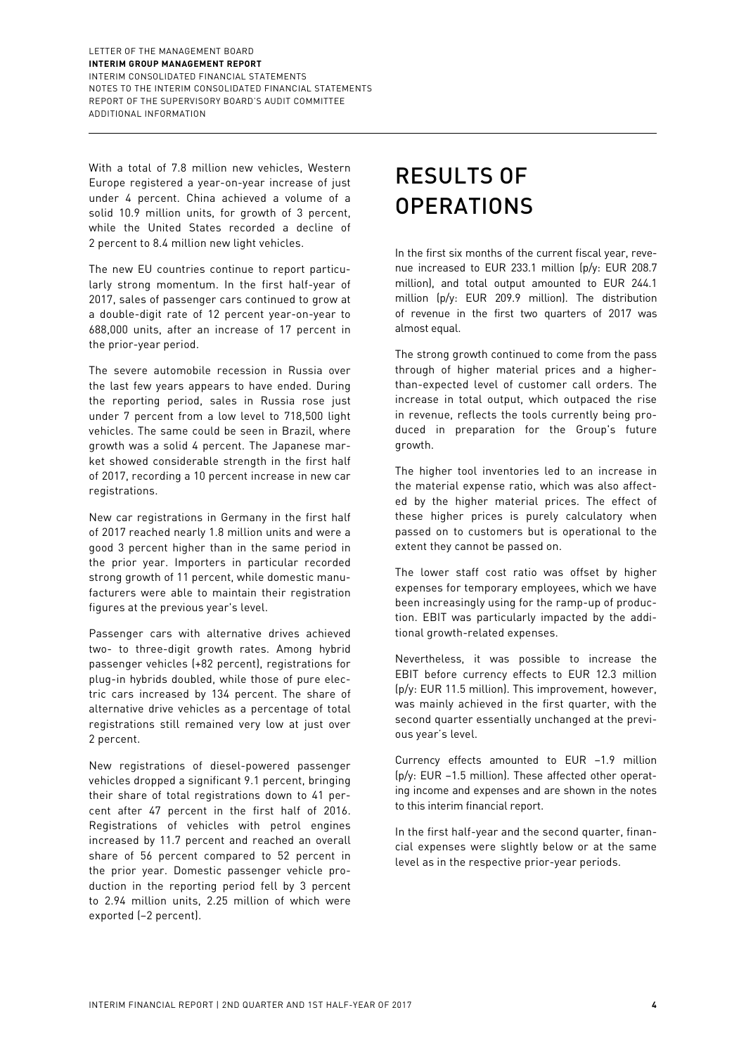With a total of 7.8 million new vehicles, Western Europe registered a year-on-year increase of just under 4 percent. China achieved a volume of a solid 10.9 million units, for growth of 3 percent, while the United States recorded a decline of 2 percent to 8.4 million new light vehicles.

The new EU countries continue to report particularly strong momentum. In the first half-year of 2017, sales of passenger cars continued to grow at a double-digit rate of 12 percent year-on-year to 688,000 units, after an increase of 17 percent in the prior-year period.

The severe automobile recession in Russia over the last few years appears to have ended. During the reporting period, sales in Russia rose just under 7 percent from a low level to 718,500 light vehicles. The same could be seen in Brazil, where growth was a solid 4 percent. The Japanese market showed considerable strength in the first half of 2017, recording a 10 percent increase in new car registrations.

New car registrations in Germany in the first half of 2017 reached nearly 1.8 million units and were a good 3 percent higher than in the same period in the prior year. Importers in particular recorded strong growth of 11 percent, while domestic manufacturers were able to maintain their registration figures at the previous year's level.

Passenger cars with alternative drives achieved two- to three-digit growth rates. Among hybrid passenger vehicles (+82 percent), registrations for plug-in hybrids doubled, while those of pure electric cars increased by 134 percent. The share of alternative drive vehicles as a percentage of total registrations still remained very low at just over 2 percent.

New registrations of diesel-powered passenger vehicles dropped a significant 9.1 percent, bringing their share of total registrations down to 41 percent after 47 percent in the first half of 2016. Registrations of vehicles with petrol engines increased by 11.7 percent and reached an overall share of 56 percent compared to 52 percent in the prior year. Domestic passenger vehicle production in the reporting period fell by 3 percent to 2.94 million units, 2.25 million of which were exported (–2 percent).

# RESULTS OF OPERATIONS

In the first six months of the current fiscal year, revenue increased to EUR 233.1 million (p/y: EUR 208.7 million), and total output amounted to EUR 244.1 million (p/y: EUR 209.9 million). The distribution of revenue in the first two quarters of 2017 was almost equal.

The strong growth continued to come from the pass through of higher material prices and a higher-than-expected level of customer call orders. The increase in total output, which outpaced the rise in revenue, reflects the tools currently being produced in preparation for the Group's future growth.

The higher tool inventories led to an increase in the material expense ratio, which was also affected by the higher material prices. The effect of these higher prices is purely calculatory when passed on to customers but is operational to the extent they cannot be passed on.

The lower staff cost ratio was offset by higher expenses for temporary employees, which we have been increasingly using for the ramp-up of production. EBIT was particularly impacted by the additional growth-related expenses.

Nevertheless, it was possible to increase the EBIT before currency effects to EUR 12.3 million (p/y: EUR 11.5 million). This improvement, however, was mainly achieved in the first quarter, with the second quarter essentially unchanged at the previous year's level.

Currency effects amounted to EUR –1.9 million (p/y: EUR –1.5 million). These affected other operating income and expenses and are shown in the notes to this interim financial report.

In the first half-year and the second quarter, financial expenses were slightly below or at the same level as in the respective prior-year periods.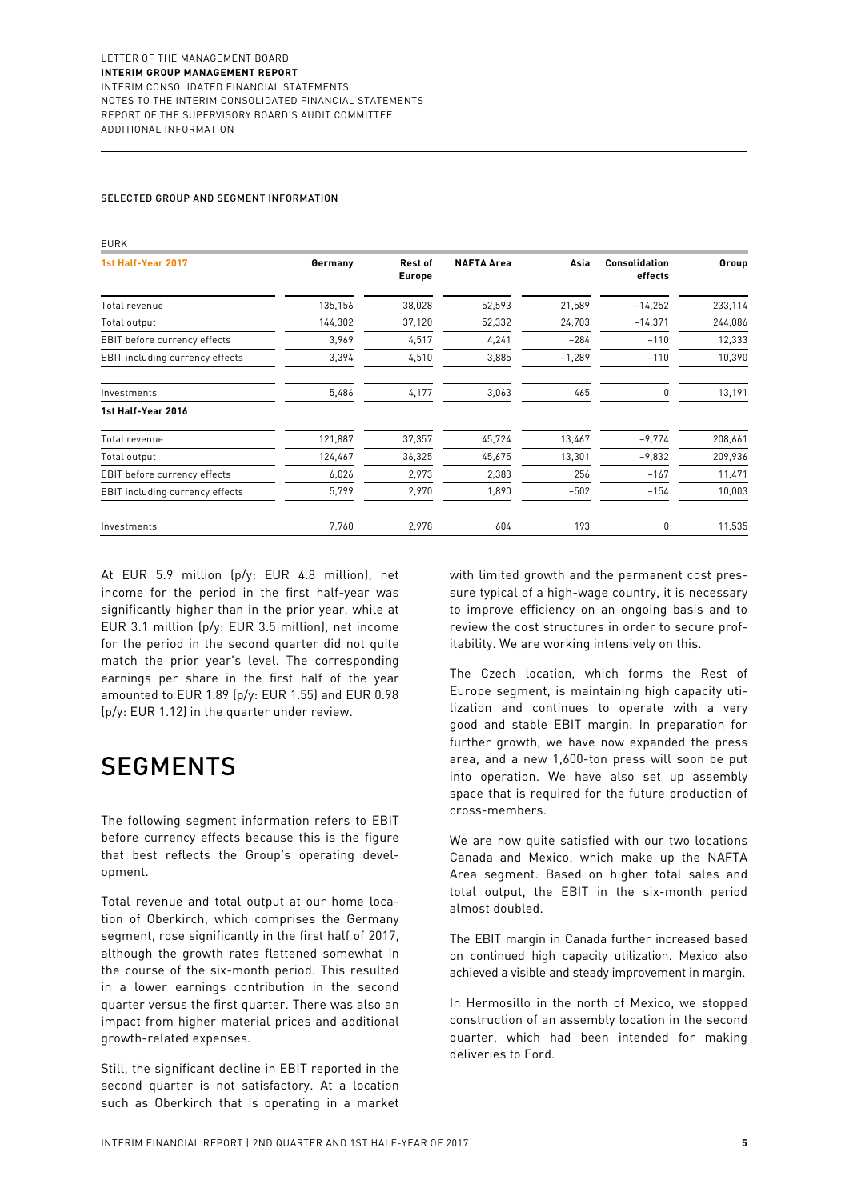SELECTED GROUP AND SEGMENT INFORMATION

EURK

| 1st Half-Year 2017 | Germany | Rest of Europe | NAFTA Area | Asia | Consolidation effects | Group |
|---|---|---|---|---|---|---|
| Total revenue | 135,156 | 38,028 | 52,593 | 21,589 | −14,252 | 233,114 |
| Total output | 144,302 | 37,120 | 52,332 | 24,703 | −14,371 | 244,086 |
| EBIT before currency effects | 3,969 | 4,517 | 4,241 | −284 | −110 | 12,333 |
| EBIT including currency effects | 3,394 | 4,510 | 3,885 | −1,289 | −110 | 10,390 |
| Investments | 5,486 | 4,177 | 3,063 | 465 | 0 | 13,191 |
| **1st Half-Year 2016** | | | | | | |
| Total revenue | 121,887 | 37,357 | 45,724 | 13,467 | −9,774 | 208,661 |
| Total output | 124,467 | 36,325 | 45,675 | 13,301 | −9,832 | 209,936 |
| EBIT before currency effects | 6,026 | 2,973 | 2,383 | 256 | −167 | 11,471 |
| EBIT including currency effects | 5,799 | 2,970 | 1,890 | −502 | −154 | 10,003 |
| Investments | 7,760 | 2,978 | 604 | 193 | 0 | 11,535 |

At EUR 5.9 million (p/y: EUR 4.8 million), net income for the period in the first half-year was significantly higher than in the prior year, while at EUR 3.1 million (p/y: EUR 3.5 million), net income for the period in the second quarter did not quite match the prior year's level. The corresponding earnings per share in the first half of the year amounted to EUR 1.89 (p/y: EUR 1.55) and EUR 0.98 (p/y: EUR 1.12) in the quarter under review.

# SEGMENTS

The following segment information refers to EBIT before currency effects because this is the figure that best reflects the Group's operating development.

Total revenue and total output at our home location of Oberkirch, which comprises the Germany segment, rose significantly in the first half of 2017, although the growth rates flattened somewhat in the course of the six-month period. This resulted in a lower earnings contribution in the second quarter versus the first quarter. There was also an impact from higher material prices and additional growth-related expenses.

Still, the significant decline in EBIT reported in the second quarter is not satisfactory. At a location such as Oberkirch that is operating in a market with limited growth and the permanent cost pressure typical of a high-wage country, it is necessary to improve efficiency on an ongoing basis and to review the cost structures in order to secure profitability. We are working intensively on this.

The Czech location, which forms the Rest of Europe segment, is maintaining high capacity utilization and continues to operate with a very good and stable EBIT margin. In preparation for further growth, we have now expanded the press area, and a new 1,600-ton press will soon be put into operation. We have also set up assembly space that is required for the future production of cross-members.

We are now quite satisfied with our two locations Canada and Mexico, which make up the NAFTA Area segment. Based on higher total sales and total output, the EBIT in the six-month period almost doubled.

The EBIT margin in Canada further increased based on continued high capacity utilization. Mexico also achieved a visible and steady improvement in margin.

In Hermosillo in the north of Mexico, we stopped construction of an assembly location in the second quarter, which had been intended for making deliveries to Ford.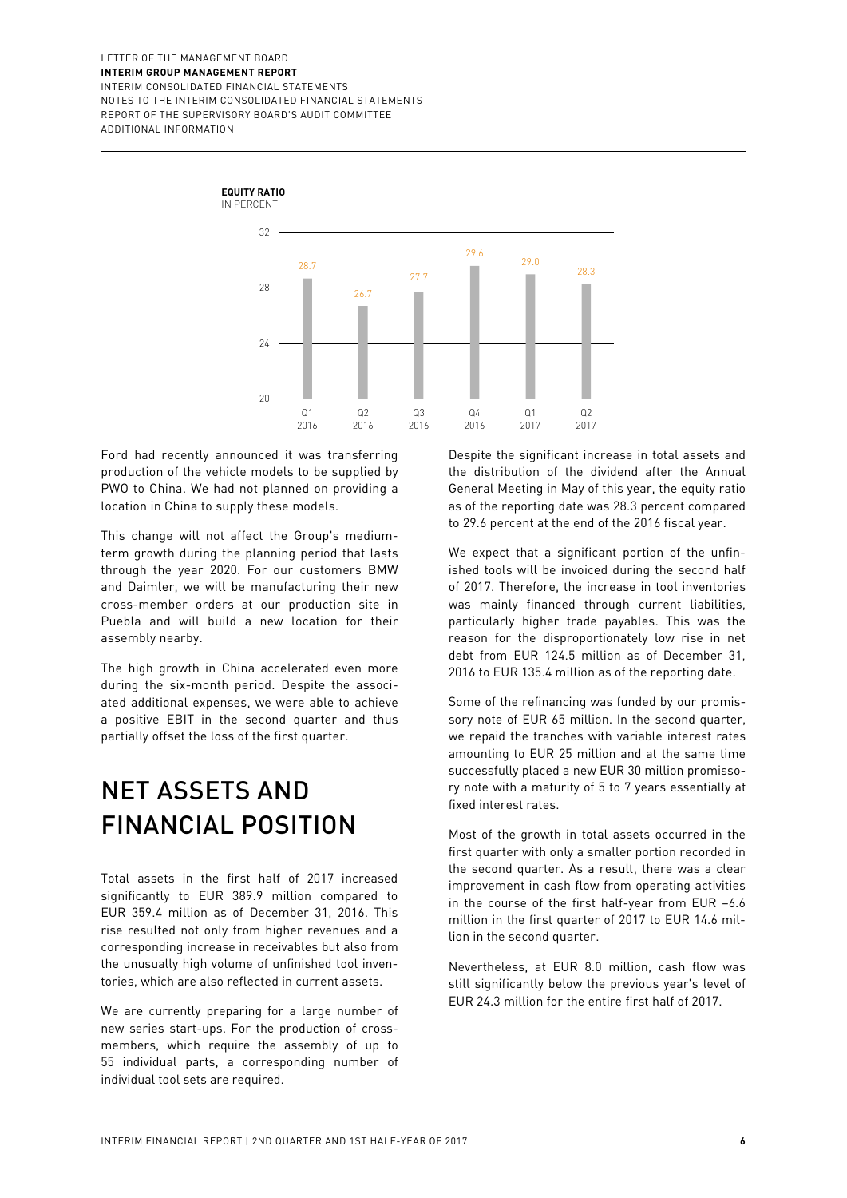**EQUITY RATIO**
IN PERCENT

| Q1 2016 | Q2 2016 | Q3 2016 | Q4 2016 | Q1 2017 | Q2 2017 |
|---|---|---|---|---|---|
| 28.7 | 26.7 | 27.7 | 29.6 | 29.0 | 28.3 |

Ford had recently announced it was transferring production of the vehicle models to be supplied by PWO to China. We had not planned on providing a location in China to supply these models.

This change will not affect the Group's medium-term growth during the planning period that lasts through the year 2020. For our customers BMW and Daimler, we will be manufacturing their new cross-member orders at our production site in Puebla and will build a new location for their assembly nearby.

The high growth in China accelerated even more during the six-month period. Despite the associated additional expenses, we were able to achieve a positive EBIT in the second quarter and thus partially offset the loss of the first quarter.

# NET ASSETS AND FINANCIAL POSITION

Total assets in the first half of 2017 increased significantly to EUR 389.9 million compared to EUR 359.4 million as of December 31, 2016. This rise resulted not only from higher revenues and a corresponding increase in receivables but also from the unusually high volume of unfinished tool inventories, which are also reflected in current assets.

We are currently preparing for a large number of new series start-ups. For the production of cross-members, which require the assembly of up to 55 individual parts, a corresponding number of individual tool sets are required.

Despite the significant increase in total assets and the distribution of the dividend after the Annual General Meeting in May of this year, the equity ratio as of the reporting date was 28.3 percent compared to 29.6 percent at the end of the 2016 fiscal year.

We expect that a significant portion of the unfinished tools will be invoiced during the second half of 2017. Therefore, the increase in tool inventories was mainly financed through current liabilities, particularly higher trade payables. This was the reason for the disproportionately low rise in net debt from EUR 124.5 million as of December 31, 2016 to EUR 135.4 million as of the reporting date.

Some of the refinancing was funded by our promissory note of EUR 65 million. In the second quarter, we repaid the tranches with variable interest rates amounting to EUR 25 million and at the same time successfully placed a new EUR 30 million promissory note with a maturity of 5 to 7 years essentially at fixed interest rates.

Most of the growth in total assets occurred in the first quarter with only a smaller portion recorded in the second quarter. As a result, there was a clear improvement in cash flow from operating activities in the course of the first half-year from EUR –6.6 million in the first quarter of 2017 to EUR 14.6 million in the second quarter.

Nevertheless, at EUR 8.0 million, cash flow was still significantly below the previous year's level of EUR 24.3 million for the entire first half of 2017.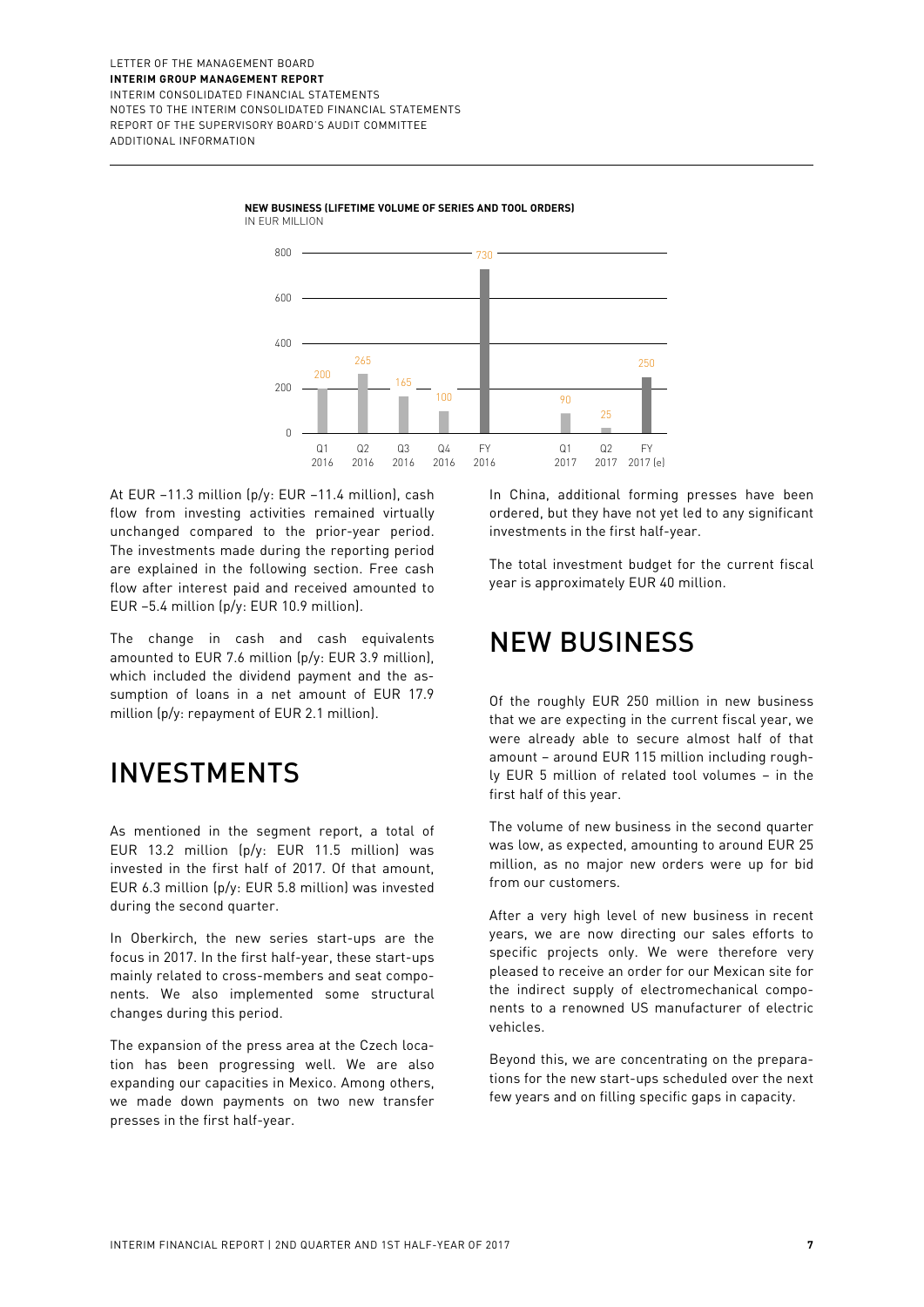**NEW BUSINESS (LIFETIME VOLUME OF SERIES AND TOOL ORDERS)**
IN EUR MILLION

| | Q1 2016 | Q2 2016 | Q3 2016 | Q4 2016 | FY 2016 | Q1 2017 | Q2 2017 | FY 2017 (e) |
|---|---|---|---|---|---|---|---|---|
| New business | 200 | 265 | 165 | 100 | 730 | 90 | 25 | 250 |

At EUR –11.3 million (p/y: EUR –11.4 million), cash flow from investing activities remained virtually unchanged compared to the prior-year period. The investments made during the reporting period are explained in the following section. Free cash flow after interest paid and received amounted to EUR –5.4 million (p/y: EUR 10.9 million).

The change in cash and cash equivalents amounted to EUR 7.6 million (p/y: EUR 3.9 million), which included the dividend payment and the assumption of loans in a net amount of EUR 17.9 million (p/y: repayment of EUR 2.1 million).

# INVESTMENTS

As mentioned in the segment report, a total of EUR 13.2 million (p/y: EUR 11.5 million) was invested in the first half of 2017. Of that amount, EUR 6.3 million (p/y: EUR 5.8 million) was invested during the second quarter.

In Oberkirch, the new series start-ups are the focus in 2017. In the first half-year, these start-ups mainly related to cross-members and seat components. We also implemented some structural changes during this period.

The expansion of the press area at the Czech location has been progressing well. We are also expanding our capacities in Mexico. Among others, we made down payments on two new transfer presses in the first half-year.

In China, additional forming presses have been ordered, but they have not yet led to any significant investments in the first half-year.

The total investment budget for the current fiscal year is approximately EUR 40 million.

# NEW BUSINESS

Of the roughly EUR 250 million in new business that we are expecting in the current fiscal year, we were already able to secure almost half of that amount – around EUR 115 million including roughly EUR 5 million of related tool volumes – in the first half of this year.

The volume of new business in the second quarter was low, as expected, amounting to around EUR 25 million, as no major new orders were up for bid from our customers.

After a very high level of new business in recent years, we are now directing our sales efforts to specific projects only. We were therefore very pleased to receive an order for our Mexican site for the indirect supply of electromechanical components to a renowned US manufacturer of electric vehicles.

Beyond this, we are concentrating on the preparations for the new start-ups scheduled over the next few years and on filling specific gaps in capacity.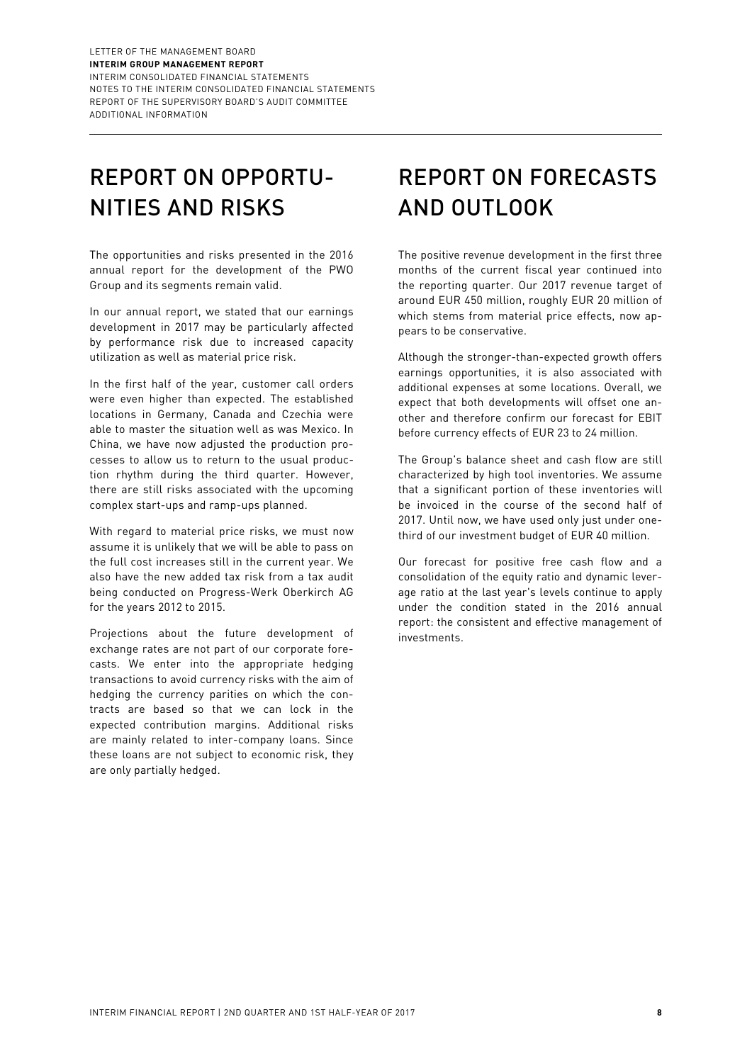# REPORT ON OPPORTUNITIES AND RISKS

The opportunities and risks presented in the 2016 annual report for the development of the PWO Group and its segments remain valid.

In our annual report, we stated that our earnings development in 2017 may be particularly affected by performance risk due to increased capacity utilization as well as material price risk.

In the first half of the year, customer call orders were even higher than expected. The established locations in Germany, Canada and Czechia were able to master the situation well as was Mexico. In China, we have now adjusted the production processes to allow us to return to the usual production rhythm during the third quarter. However, there are still risks associated with the upcoming complex start-ups and ramp-ups planned.

With regard to material price risks, we must now assume it is unlikely that we will be able to pass on the full cost increases still in the current year. We also have the new added tax risk from a tax audit being conducted on Progress-Werk Oberkirch AG for the years 2012 to 2015.

Projections about the future development of exchange rates are not part of our corporate forecasts. We enter into the appropriate hedging transactions to avoid currency risks with the aim of hedging the currency parities on which the contracts are based so that we can lock in the expected contribution margins. Additional risks are mainly related to inter-company loans. Since these loans are not subject to economic risk, they are only partially hedged.

# REPORT ON FORECASTS AND OUTLOOK

The positive revenue development in the first three months of the current fiscal year continued into the reporting quarter. Our 2017 revenue target of around EUR 450 million, roughly EUR 20 million of which stems from material price effects, now appears to be conservative.

Although the stronger-than-expected growth offers earnings opportunities, it is also associated with additional expenses at some locations. Overall, we expect that both developments will offset one another and therefore confirm our forecast for EBIT before currency effects of EUR 23 to 24 million.

The Group's balance sheet and cash flow are still characterized by high tool inventories. We assume that a significant portion of these inventories will be invoiced in the course of the second half of 2017. Until now, we have used only just under one-third of our investment budget of EUR 40 million.

Our forecast for positive free cash flow and a consolidation of the equity ratio and dynamic leverage ratio at the last year's levels continue to apply under the condition stated in the 2016 annual report: the consistent and effective management of investments.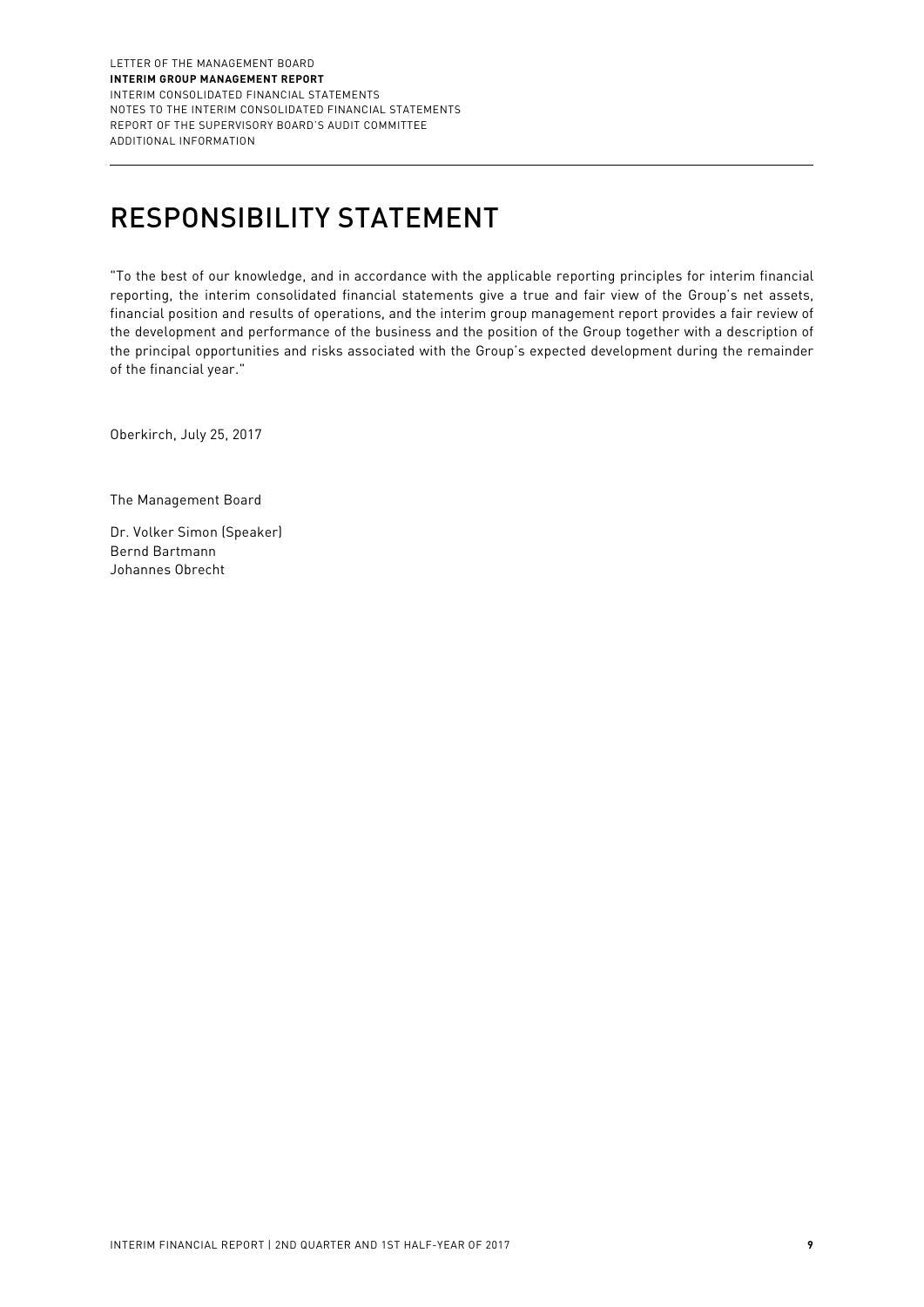# RESPONSIBILITY STATEMENT

"To the best of our knowledge, and in accordance with the applicable reporting principles for interim financial reporting, the interim consolidated financial statements give a true and fair view of the Group's net assets, financial position and results of operations, and the interim group management report provides a fair review of the development and performance of the business and the position of the Group together with a description of the principal opportunities and risks associated with the Group's expected development during the remainder of the financial year."

Oberkirch, July 25, 2017

The Management Board

Dr. Volker Simon (Speaker)
Bernd Bartmann
Johannes Obrecht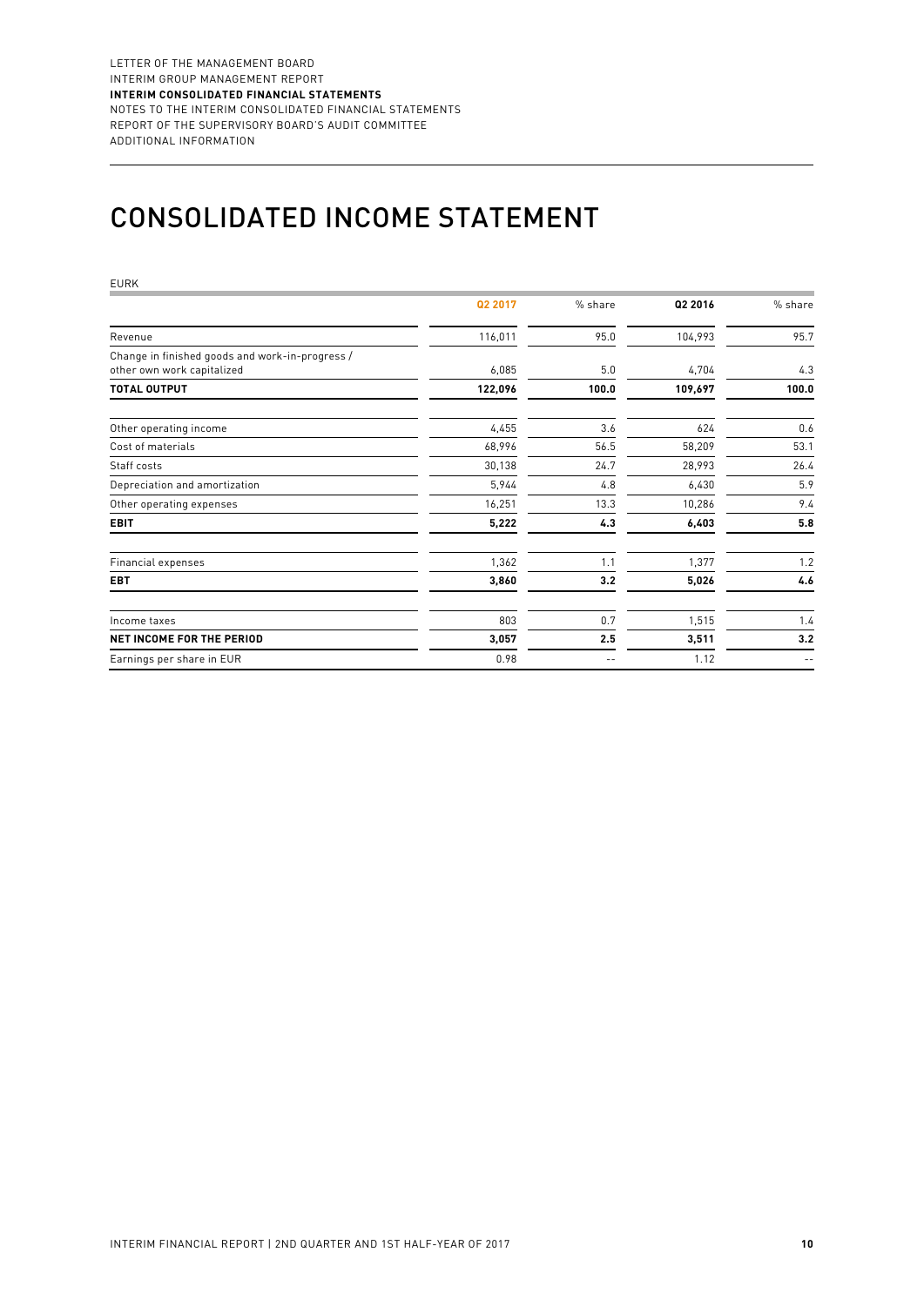# CONSOLIDATED INCOME STATEMENT

EURK

| | Q2 2017 | % share | Q2 2016 | % share |
|---|---|---|---|---|
| Revenue | 116,011 | 95.0 | 104,993 | 95.7 |
| Change in finished goods and work-in-progress / other own work capitalized | 6,085 | 5.0 | 4,704 | 4.3 |
| **TOTAL OUTPUT** | **122,096** | **100.0** | **109,697** | **100.0** |
| Other operating income | 4,455 | 3.6 | 624 | 0.6 |
| Cost of materials | 68,996 | 56.5 | 58,209 | 53.1 |
| Staff costs | 30,138 | 24.7 | 28,993 | 26.4 |
| Depreciation and amortization | 5,944 | 4.8 | 6,430 | 5.9 |
| Other operating expenses | 16,251 | 13.3 | 10,286 | 9.4 |
| **EBIT** | **5,222** | **4.3** | **6,403** | **5.8** |
| Financial expenses | 1,362 | 1.1 | 1,377 | 1.2 |
| **EBT** | **3,860** | **3.2** | **5,026** | **4.6** |
| Income taxes | 803 | 0.7 | 1,515 | 1.4 |
| **NET INCOME FOR THE PERIOD** | **3,057** | **2.5** | **3,511** | **3.2** |
| Earnings per share in EUR | 0.98 | -- | 1.12 | -- |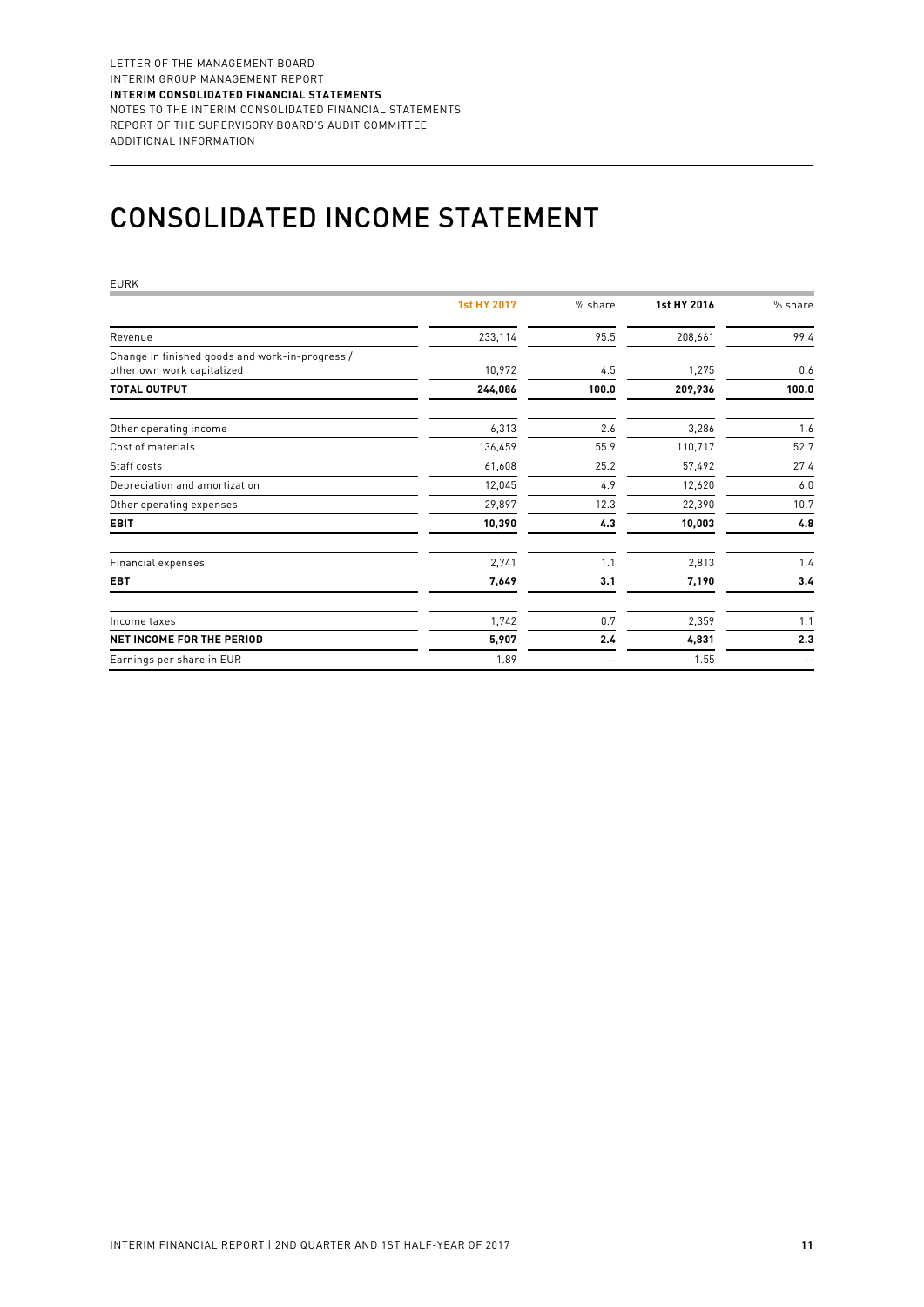# CONSOLIDATED INCOME STATEMENT

EURK

| | 1st HY 2017 | % share | 1st HY 2016 | % share |
|---|---|---|---|---|
| Revenue | 233,114 | 95.5 | 208,661 | 99.4 |
| Change in finished goods and work-in-progress / other own work capitalized | 10,972 | 4.5 | 1,275 | 0.6 |
| **TOTAL OUTPUT** | **244,086** | **100.0** | **209,936** | **100.0** |
| Other operating income | 6,313 | 2.6 | 3,286 | 1.6 |
| Cost of materials | 136,459 | 55.9 | 110,717 | 52.7 |
| Staff costs | 61,608 | 25.2 | 57,492 | 27.4 |
| Depreciation and amortization | 12,045 | 4.9 | 12,620 | 6.0 |
| Other operating expenses | 29,897 | 12.3 | 22,390 | 10.7 |
| **EBIT** | **10,390** | **4.3** | **10,003** | **4.8** |
| Financial expenses | 2,741 | 1.1 | 2,813 | 1.4 |
| **EBT** | **7,649** | **3.1** | **7,190** | **3.4** |
| Income taxes | 1,742 | 0.7 | 2,359 | 1.1 |
| **NET INCOME FOR THE PERIOD** | **5,907** | **2.4** | **4,831** | **2.3** |
| Earnings per share in EUR | 1.89 | -- | 1.55 | -- |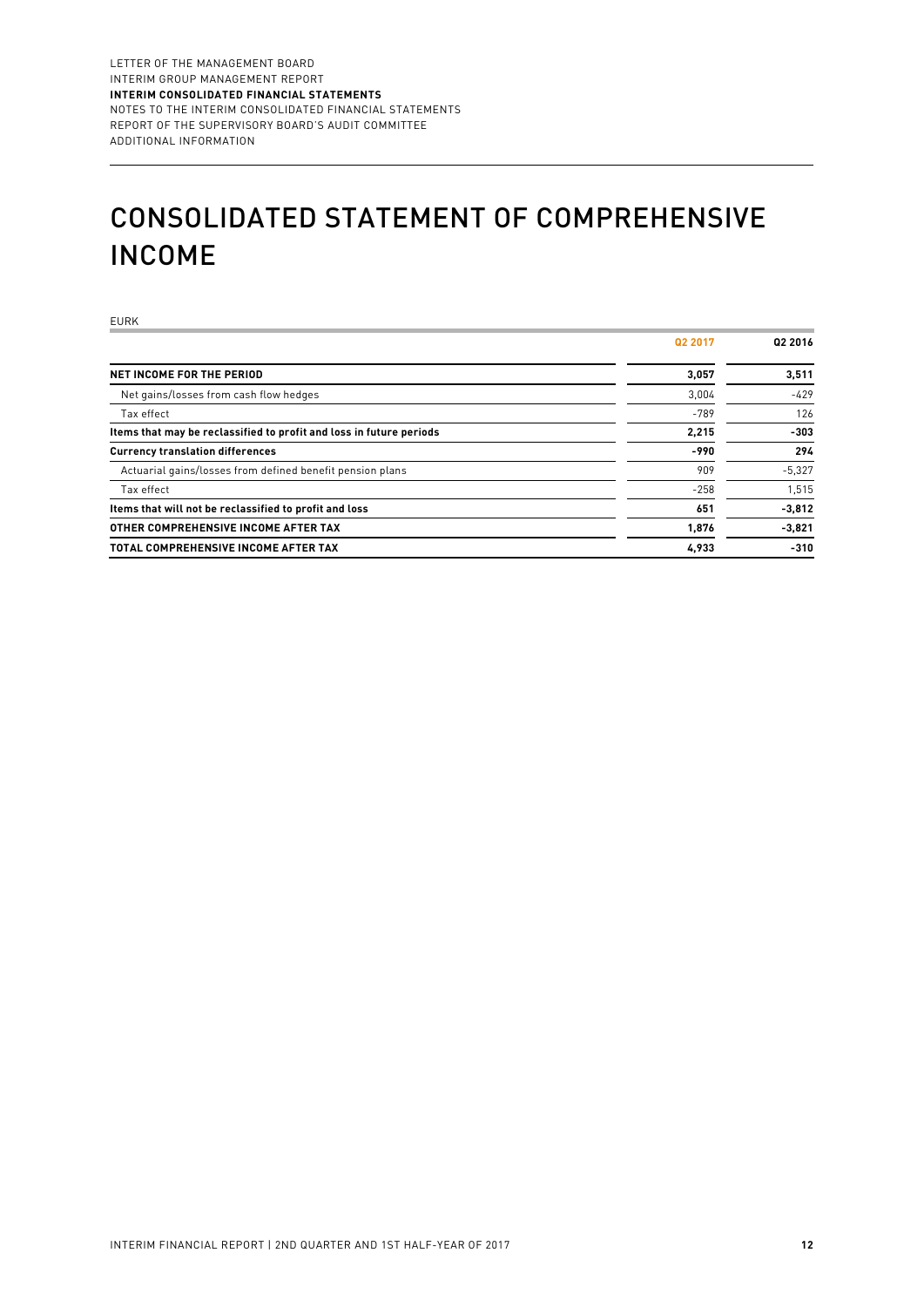# CONSOLIDATED STATEMENT OF COMPREHENSIVE INCOME

EURK

| | Q2 2017 | Q2 2016 |
|---|---|---|
| **NET INCOME FOR THE PERIOD** | **3,057** | **3,511** |
| Net gains/losses from cash flow hedges | 3,004 | -429 |
| Tax effect | -789 | 126 |
| **Items that may be reclassified to profit and loss in future periods** | **2,215** | **-303** |
| **Currency translation differences** | **-990** | **294** |
| Actuarial gains/losses from defined benefit pension plans | 909 | -5,327 |
| Tax effect | -258 | 1,515 |
| **Items that will not be reclassified to profit and loss** | **651** | **-3,812** |
| **OTHER COMPREHENSIVE INCOME AFTER TAX** | **1,876** | **-3,821** |
| **TOTAL COMPREHENSIVE INCOME AFTER TAX** | **4,933** | **-310** |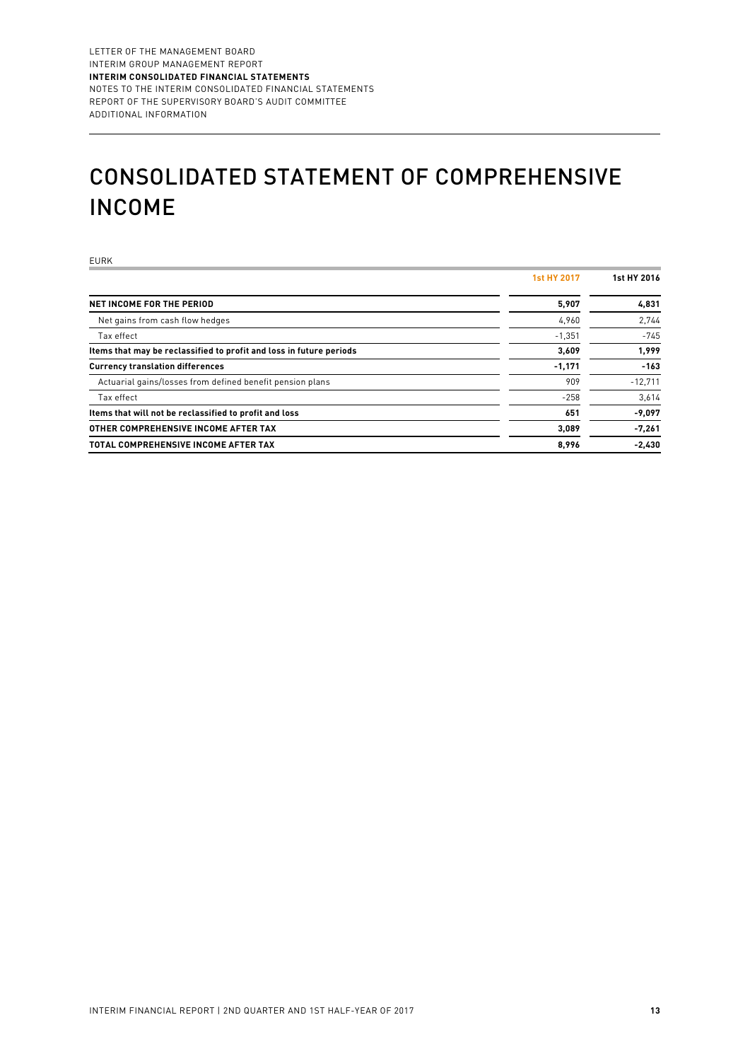# CONSOLIDATED STATEMENT OF COMPREHENSIVE INCOME

EURK

| | 1st HY 2017 | 1st HY 2016 |
|---|---|---|
| **NET INCOME FOR THE PERIOD** | **5,907** | **4,831** |
| Net gains from cash flow hedges | 4,960 | 2,744 |
| Tax effect | -1,351 | -745 |
| **Items that may be reclassified to profit and loss in future periods** | **3,609** | **1,999** |
| **Currency translation differences** | **-1,171** | **-163** |
| Actuarial gains/losses from defined benefit pension plans | 909 | -12,711 |
| Tax effect | -258 | 3,614 |
| **Items that will not be reclassified to profit and loss** | **651** | **-9,097** |
| **OTHER COMPREHENSIVE INCOME AFTER TAX** | **3,089** | **-7,261** |
| **TOTAL COMPREHENSIVE INCOME AFTER TAX** | **8,996** | **-2,430** |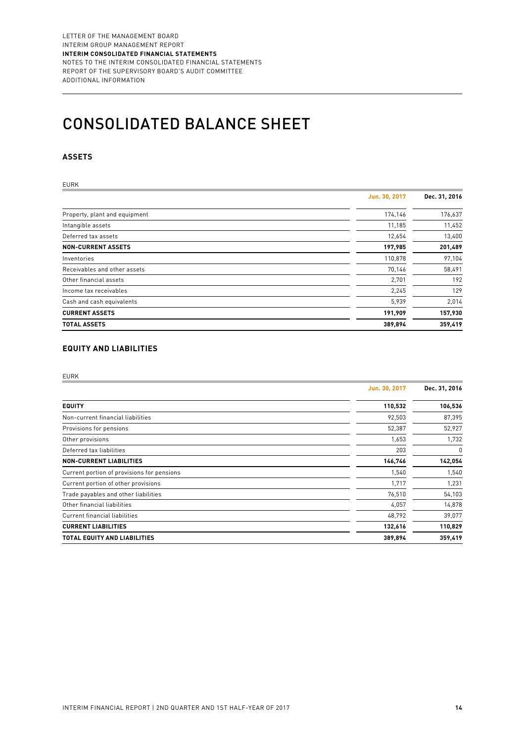# CONSOLIDATED BALANCE SHEET

## ASSETS

EURK

| | Jun. 30, 2017 | Dec. 31, 2016 |
|---|---|---|
| Property, plant and equipment | 174,146 | 176,637 |
| Intangible assets | 11,185 | 11,452 |
| Deferred tax assets | 12,654 | 13,400 |
| **NON-CURRENT ASSETS** | **197,985** | **201,489** |
| Inventories | 110,878 | 97,104 |
| Receivables and other assets | 70,146 | 58,491 |
| Other financial assets | 2,701 | 192 |
| Income tax receivables | 2,245 | 129 |
| Cash and cash equivalents | 5,939 | 2,014 |
| **CURRENT ASSETS** | **191,909** | **157,930** |
| **TOTAL ASSETS** | **389,894** | **359,419** |

## EQUITY AND LIABILITIES

EURK

| | Jun. 30, 2017 | Dec. 31, 2016 |
|---|---|---|
| **EQUITY** | **110,532** | **106,536** |
| Non-current financial liabilities | 92,503 | 87,395 |
| Provisions for pensions | 52,387 | 52,927 |
| Other provisions | 1,653 | 1,732 |
| Deferred tax liabilities | 203 | 0 |
| **NON-CURRENT LIABILITIES** | **146,746** | **142,054** |
| Current portion of provisions for pensions | 1,540 | 1,540 |
| Current portion of other provisions | 1,717 | 1,231 |
| Trade payables and other liabilities | 76,510 | 54,103 |
| Other financial liabilities | 4,057 | 14,878 |
| Current financial liabilities | 48,792 | 39,077 |
| **CURRENT LIABILITIES** | **132,616** | **110,829** |
| **TOTAL EQUITY AND LIABILITIES** | **389,894** | **359,419** |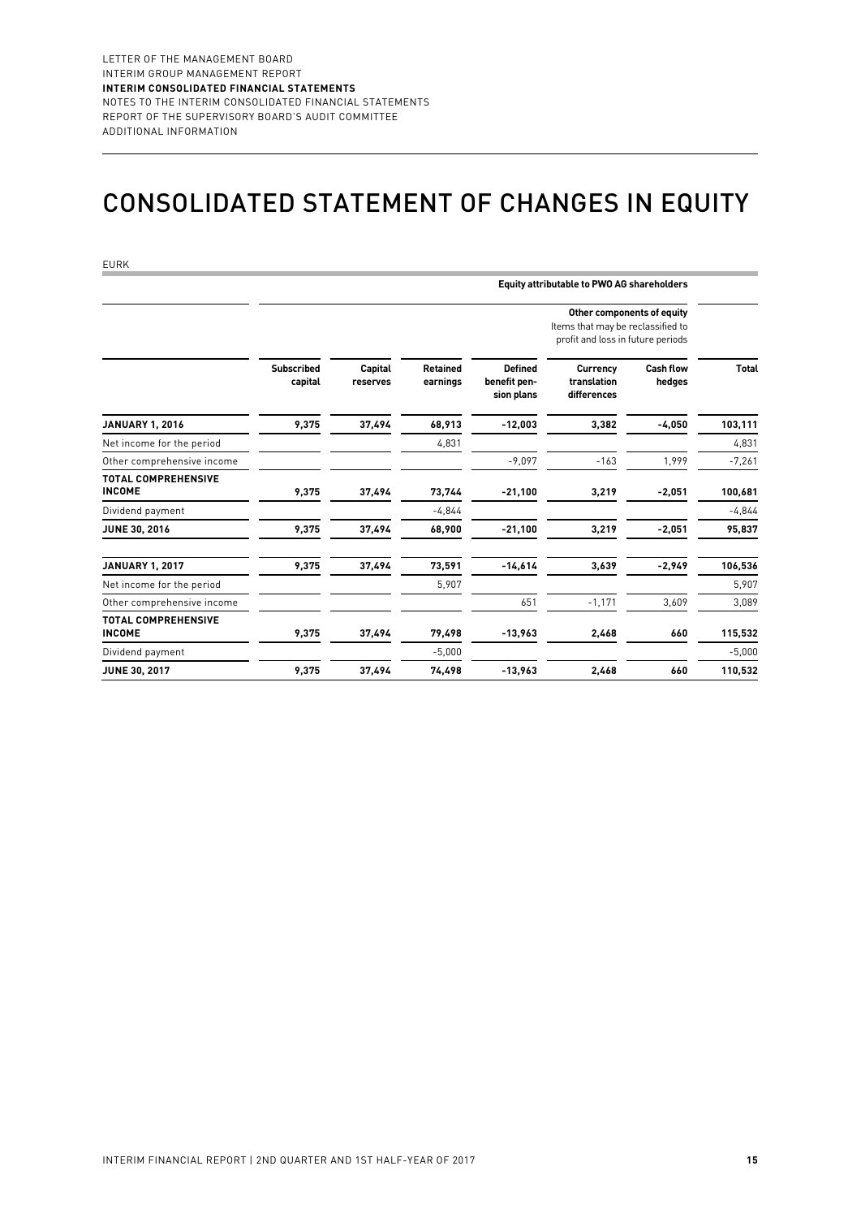# CONSOLIDATED STATEMENT OF CHANGES IN EQUITY

EURK

| | Equity attributable to PWO AG shareholders | | | | | | |
|---|---|---|---|---|---|---|---|
| | | | | Other components of equity<br>Items that may be reclassified to profit and loss in future periods | | | |
| | **Subscribed capital** | **Capital reserves** | **Retained earnings** | **Defined benefit pension plans** | **Currency translation differences** | **Cash flow hedges** | **Total** |
| **JANUARY 1, 2016** | **9,375** | **37,494** | **68,913** | **-12,003** | **3,382** | **-4,050** | **103,111** |
| Net income for the period | | | 4,831 | | | | 4,831 |
| Other comprehensive income | | | | -9,097 | -163 | 1,999 | -7,261 |
| **TOTAL COMPREHENSIVE INCOME** | **9,375** | **37,494** | **73,744** | **-21,100** | **3,219** | **-2,051** | **100,681** |
| Dividend payment | | | -4,844 | | | | -4,844 |
| **JUNE 30, 2016** | **9,375** | **37,494** | **68,900** | **-21,100** | **3,219** | **-2,051** | **95,837** |
| **JANUARY 1, 2017** | **9,375** | **37,494** | **73,591** | **-14,614** | **3,639** | **-2,949** | **106,536** |
| Net income for the period | | | 5,907 | | | | 5,907 |
| Other comprehensive income | | | | 651 | -1,171 | 3,609 | 3,089 |
| **TOTAL COMPREHENSIVE INCOME** | **9,375** | **37,494** | **79,498** | **-13,963** | **2,468** | **660** | **115,532** |
| Dividend payment | | | -5,000 | | | | -5,000 |
| **JUNE 30, 2017** | **9,375** | **37,494** | **74,498** | **-13,963** | **2,468** | **660** | **110,532** |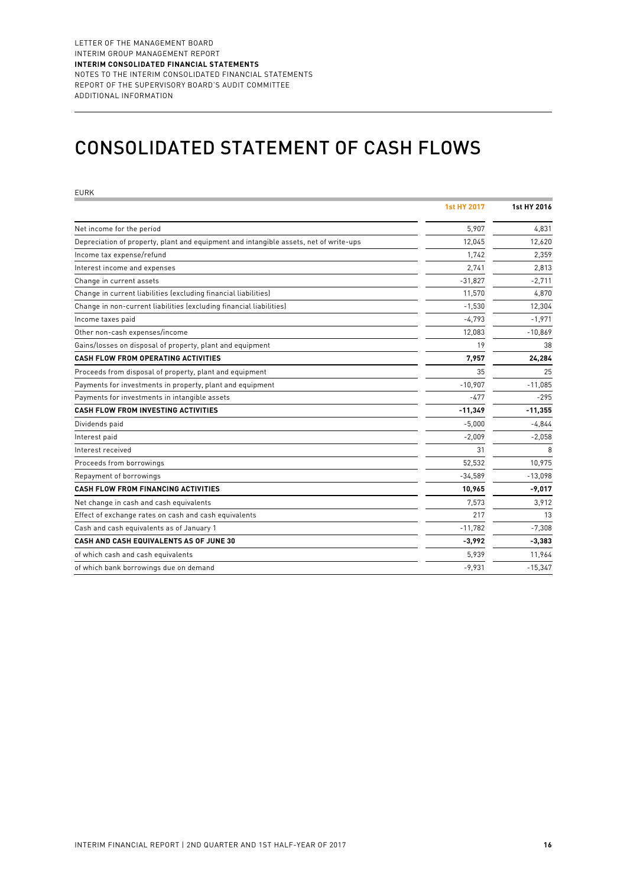# CONSOLIDATED STATEMENT OF CASH FLOWS

EURK

| | 1st HY 2017 | 1st HY 2016 |
|---|---|---|
| Net income for the period | 5,907 | 4,831 |
| Depreciation of property, plant and equipment and intangible assets, net of write-ups | 12,045 | 12,620 |
| Income tax expense/refund | 1,742 | 2,359 |
| Interest income and expenses | 2,741 | 2,813 |
| Change in current assets | -31,827 | -2,711 |
| Change in current liabilities (excluding financial liabilities) | 11,570 | 4,870 |
| Change in non-current liabilities (excluding financial liabilities) | -1,530 | 12,304 |
| Income taxes paid | -4,793 | -1,971 |
| Other non-cash expenses/income | 12,083 | -10,869 |
| Gains/losses on disposal of property, plant and equipment | 19 | 38 |
| **CASH FLOW FROM OPERATING ACTIVITIES** | **7,957** | **24,284** |
| Proceeds from disposal of property, plant and equipment | 35 | 25 |
| Payments for investments in property, plant and equipment | -10,907 | -11,085 |
| Payments for investments in intangible assets | -477 | -295 |
| **CASH FLOW FROM INVESTING ACTIVITIES** | **-11,349** | **-11,355** |
| Dividends paid | -5,000 | -4,844 |
| Interest paid | -2,009 | -2,058 |
| Interest received | 31 | 8 |
| Proceeds from borrowings | 52,532 | 10,975 |
| Repayment of borrowings | -34,589 | -13,098 |
| **CASH FLOW FROM FINANCING ACTIVITIES** | **10,965** | **-9,017** |
| Net change in cash and cash equivalents | 7,573 | 3,912 |
| Effect of exchange rates on cash and cash equivalents | 217 | 13 |
| Cash and cash equivalents as of January 1 | -11,782 | -7,308 |
| **CASH AND CASH EQUIVALENTS AS OF JUNE 30** | **-3,992** | **-3,383** |
| of which cash and cash equivalents | 5,939 | 11,964 |
| of which bank borrowings due on demand | -9,931 | -15,347 |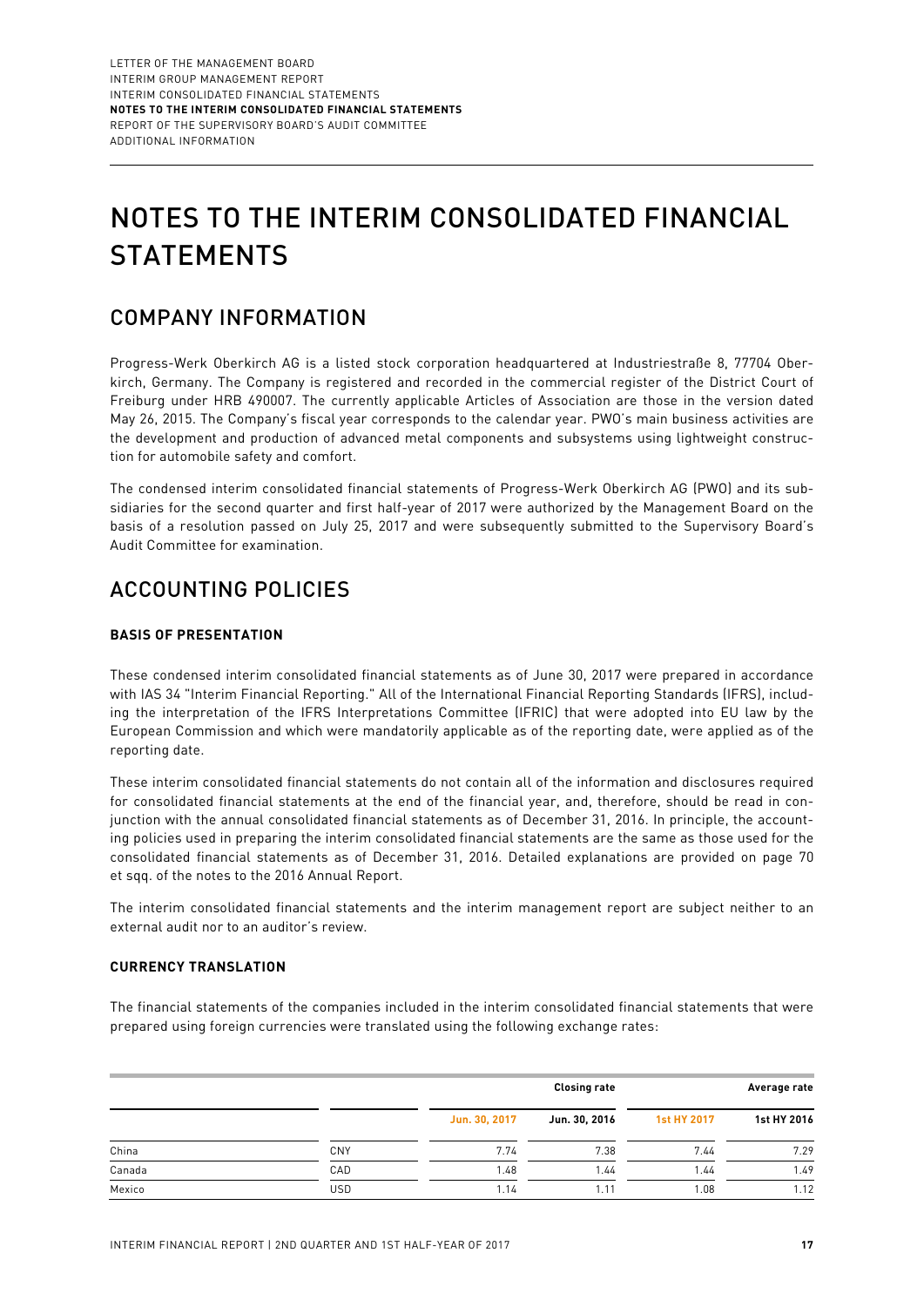# NOTES TO THE INTERIM CONSOLIDATED FINANCIAL STATEMENTS

## COMPANY INFORMATION

Progress-Werk Oberkirch AG is a listed stock corporation headquartered at Industriestraße 8, 77704 Oberkirch, Germany. The Company is registered and recorded in the commercial register of the District Court of Freiburg under HRB 490007. The currently applicable Articles of Association are those in the version dated May 26, 2015. The Company's fiscal year corresponds to the calendar year. PWO's main business activities are the development and production of advanced metal components and subsystems using lightweight construction for automobile safety and comfort.

The condensed interim consolidated financial statements of Progress-Werk Oberkirch AG (PWO) and its subsidiaries for the second quarter and first half-year of 2017 were authorized by the Management Board on the basis of a resolution passed on July 25, 2017 and were subsequently submitted to the Supervisory Board's Audit Committee for examination.

## ACCOUNTING POLICIES

### BASIS OF PRESENTATION

These condensed interim consolidated financial statements as of June 30, 2017 were prepared in accordance with IAS 34 "Interim Financial Reporting." All of the International Financial Reporting Standards (IFRS), including the interpretation of the IFRS Interpretations Committee (IFRIC) that were adopted into EU law by the European Commission and which were mandatorily applicable as of the reporting date, were applied as of the reporting date.

These interim consolidated financial statements do not contain all of the information and disclosures required for consolidated financial statements at the end of the financial year, and, therefore, should be read in conjunction with the annual consolidated financial statements as of December 31, 2016. In principle, the accounting policies used in preparing the interim consolidated financial statements are the same as those used for the consolidated financial statements as of December 31, 2016. Detailed explanations are provided on page 70 et sqq. of the notes to the 2016 Annual Report.

The interim consolidated financial statements and the interim management report are subject neither to an external audit nor to an auditor's review.

### CURRENCY TRANSLATION

The financial statements of the companies included in the interim consolidated financial statements that were prepared using foreign currencies were translated using the following exchange rates:

| | | Closing rate | | Average rate | |
|---|---|---|---|---|---|
| | | Jun. 30, 2017 | Jun. 30, 2016 | 1st HY 2017 | 1st HY 2016 |
| China | CNY | 7.74 | 7.38 | 7.44 | 7.29 |
| Canada | CAD | 1.48 | 1.44 | 1.44 | 1.49 |
| Mexico | USD | 1.14 | 1.11 | 1.08 | 1.12 |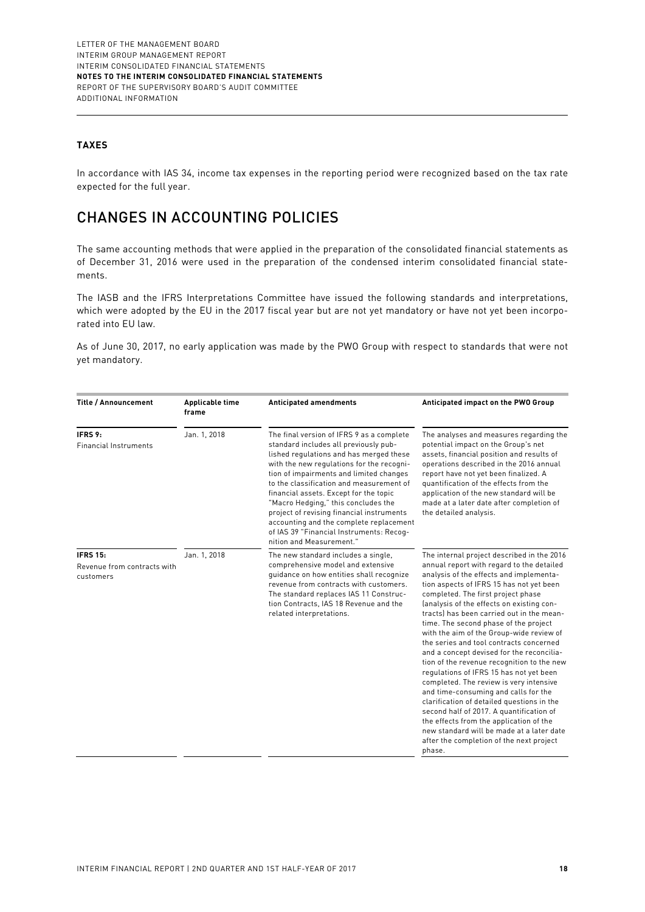### TAXES

In accordance with IAS 34, income tax expenses in the reporting period were recognized based on the tax rate expected for the full year.

## CHANGES IN ACCOUNTING POLICIES

The same accounting methods that were applied in the preparation of the consolidated financial statements as of December 31, 2016 were used in the preparation of the condensed interim consolidated financial statements.

The IASB and the IFRS Interpretations Committee have issued the following standards and interpretations, which were adopted by the EU in the 2017 fiscal year but are not yet mandatory or have not yet been incorporated into EU law.

As of June 30, 2017, no early application was made by the PWO Group with respect to standards that were not yet mandatory.

| Title / Announcement | Applicable time frame | Anticipated amendments | Anticipated impact on the PWO Group |
|---|---|---|---|
| **IFRS 9:** Financial Instruments | Jan. 1, 2018 | The final version of IFRS 9 as a complete standard includes all previously published regulations and has merged these with the new regulations for the recognition of impairments and limited changes to the classification and measurement of financial assets. Except for the topic "Macro Hedging," this concludes the project of revising financial instruments accounting and the complete replacement of IAS 39 "Financial Instruments: Recognition and Measurement." | The analyses and measures regarding the potential impact on the Group's net assets, financial position and results of operations described in the 2016 annual report have not yet been finalized. A quantification of the effects from the application of the new standard will be made at a later date after completion of the detailed analysis. |
| **IFRS 15:** Revenue from contracts with customers | Jan. 1, 2018 | The new standard includes a single, comprehensive model and extensive guidance on how entities shall recognize revenue from contracts with customers. The standard replaces IAS 11 Construction Contracts, IAS 18 Revenue and the related interpretations. | The internal project described in the 2016 annual report with regard to the detailed analysis of the effects and implementation aspects of IFRS 15 has not yet been completed. The first project phase (analysis of the effects on existing contracts) has been carried out in the meantime. The second phase of the project with the aim of the Group-wide review of the series and tool contracts concerned and a concept devised for the reconciliation of the revenue recognition to the new regulations of IFRS 15 has not yet been completed. The review is very intensive and time-consuming and calls for the clarification of detailed questions in the second half of 2017. A quantification of the effects from the application of the new standard will be made at a later date after the completion of the next project phase. |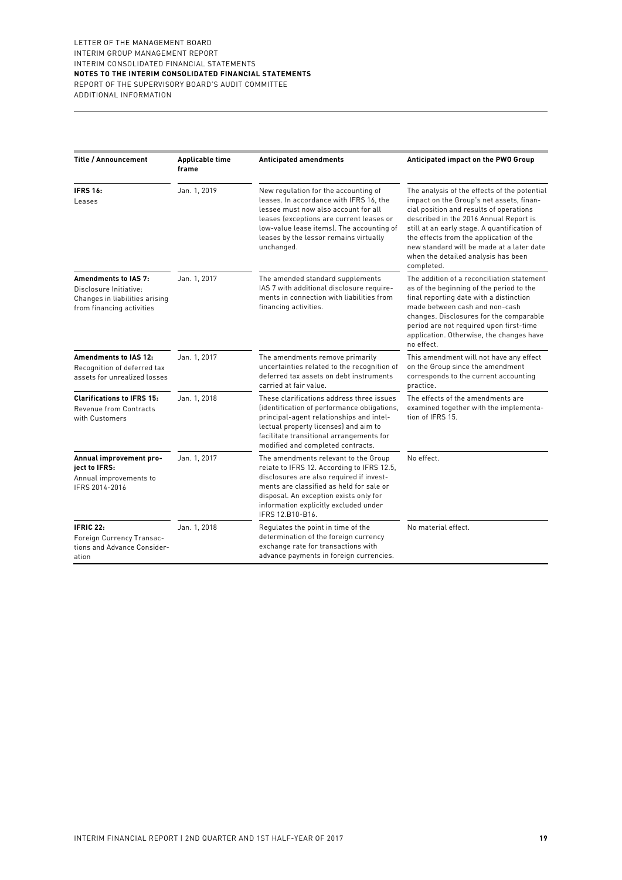| Title / Announcement | Applicable time frame | Anticipated amendments | Anticipated impact on the PWO Group |
|---|---|---|---|
| **IFRS 16:** Leases | Jan. 1, 2019 | New regulation for the accounting of leases. In accordance with IFRS 16, the lessee must now also account for all leases (exceptions are current leases or low-value lease items). The accounting of leases by the lessor remains virtually unchanged. | The analysis of the effects of the potential impact on the Group's net assets, financial position and results of operations described in the 2016 Annual Report is still at an early stage. A quantification of the effects from the application of the new standard will be made at a later date when the detailed analysis has been completed. |
| **Amendments to IAS 7:** Disclosure Initiative: Changes in liabilities arising from financing activities | Jan. 1, 2017 | The amended standard supplements IAS 7 with additional disclosure requirements in connection with liabilities from financing activities. | The addition of a reconciliation statement as of the beginning of the period to the final reporting date with a distinction made between cash and non-cash changes. Disclosures for the comparable period are not required upon first-time application. Otherwise, the changes have no effect. |
| **Amendments to IAS 12:** Recognition of deferred tax assets for unrealized losses | Jan. 1, 2017 | The amendments remove primarily uncertainties related to the recognition of deferred tax assets on debt instruments carried at fair value. | This amendment will not have any effect on the Group since the amendment corresponds to the current accounting practice. |
| **Clarifications to IFRS 15:** Revenue from Contracts with Customers | Jan. 1, 2018 | These clarifications address three issues (identification of performance obligations, principal-agent relationships and intellectual property licenses) and aim to facilitate transitional arrangements for modified and completed contracts. | The effects of the amendments are examined together with the implementation of IFRS 15. |
| **Annual improvement project to IFRS:** Annual improvements to IFRS 2014-2016 | Jan. 1, 2017 | The amendments relevant to the Group relate to IFRS 12. According to IFRS 12.5, disclosures are also required if investments are classified as held for sale or disposal. An exception exists only for information explicitly excluded under IFRS 12.B10-B16. | No effect. |
| **IFRIC 22:** Foreign Currency Transactions and Advance Consideration | Jan. 1, 2018 | Regulates the point in time of the determination of the foreign currency exchange rate for transactions with advance payments in foreign currencies. | No material effect. |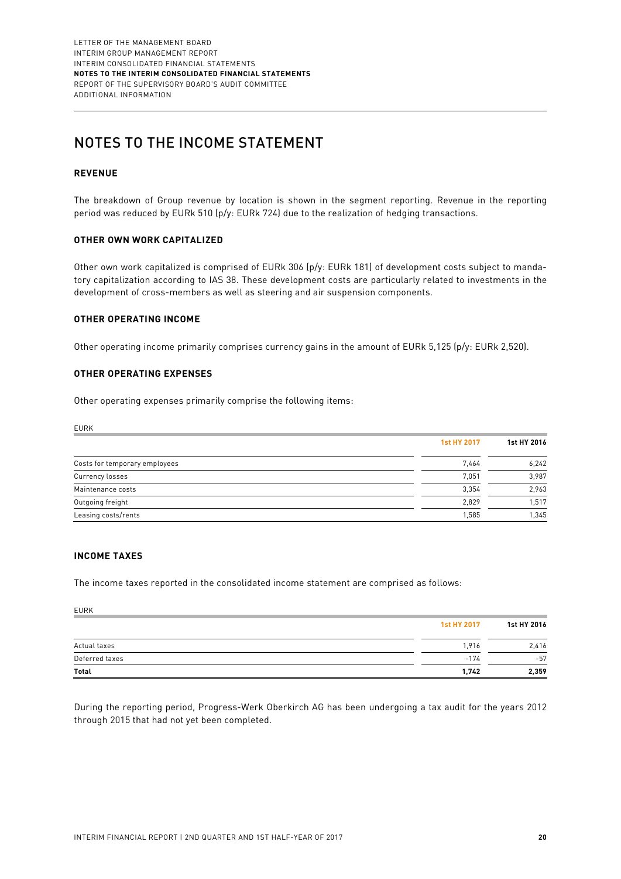# NOTES TO THE INCOME STATEMENT

### REVENUE

The breakdown of Group revenue by location is shown in the segment reporting. Revenue in the reporting period was reduced by EURk 510 (p/y: EURk 724) due to the realization of hedging transactions.

### OTHER OWN WORK CAPITALIZED

Other own work capitalized is comprised of EURk 306 (p/y: EURk 181) of development costs subject to mandatory capitalization according to IAS 38. These development costs are particularly related to investments in the development of cross-members as well as steering and air suspension components.

### OTHER OPERATING INCOME

Other operating income primarily comprises currency gains in the amount of EURk 5,125 (p/y: EURk 2,520).

### OTHER OPERATING EXPENSES

Other operating expenses primarily comprise the following items:

EURK

| | 1st HY 2017 | 1st HY 2016 |
|---|---|---|
| Costs for temporary employees | 7,464 | 6,242 |
| Currency losses | 7,051 | 3,987 |
| Maintenance costs | 3,354 | 2,963 |
| Outgoing freight | 2,829 | 1,517 |
| Leasing costs/rents | 1,585 | 1,345 |

### INCOME TAXES

The income taxes reported in the consolidated income statement are comprised as follows:

EURK

| | 1st HY 2017 | 1st HY 2016 |
|---|---|---|
| Actual taxes | 1,916 | 2,416 |
| Deferred taxes | -174 | -57 |
| **Total** | **1,742** | **2,359** |

During the reporting period, Progress-Werk Oberkirch AG has been undergoing a tax audit for the years 2012 through 2015 that had not yet been completed.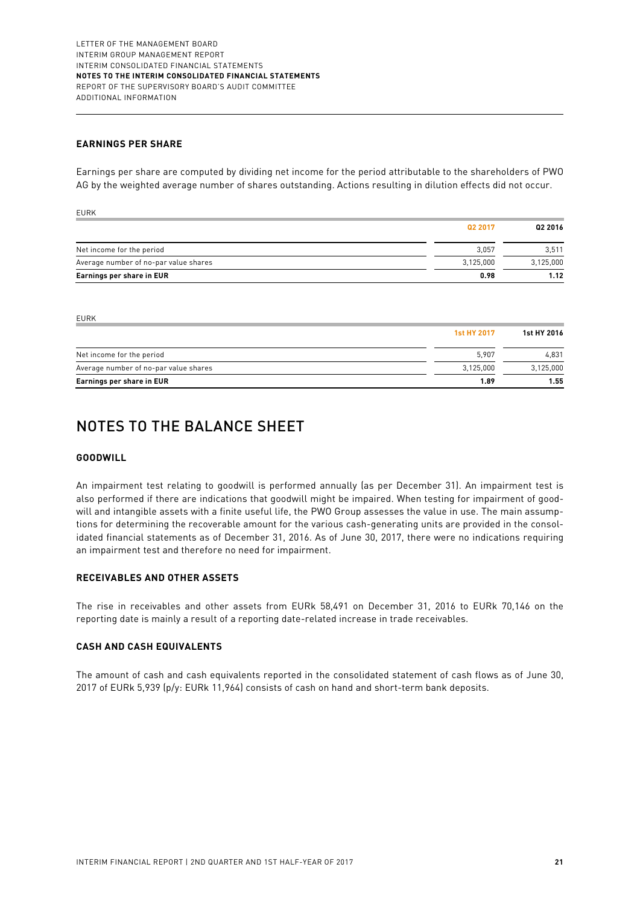### EARNINGS PER SHARE

Earnings per share are computed by dividing net income for the period attributable to the shareholders of PWO AG by the weighted average number of shares outstanding. Actions resulting in dilution effects did not occur.

| EURK | Q2 2017 | Q2 2016 |
|---|---|---|
| Net income for the period | 3,057 | 3,511 |
| Average number of no-par value shares | 3,125,000 | 3,125,000 |
| **Earnings per share in EUR** | **0.98** | **1.12** |

| EURK | 1st HY 2017 | 1st HY 2016 |
|---|---|---|
| Net income for the period | 5,907 | 4,831 |
| Average number of no-par value shares | 3,125,000 | 3,125,000 |
| **Earnings per share in EUR** | **1.89** | **1.55** |

# NOTES TO THE BALANCE SHEET

### GOODWILL

An impairment test relating to goodwill is performed annually (as per December 31). An impairment test is also performed if there are indications that goodwill might be impaired. When testing for impairment of goodwill and intangible assets with a finite useful life, the PWO Group assesses the value in use. The main assumptions for determining the recoverable amount for the various cash-generating units are provided in the consolidated financial statements as of December 31, 2016. As of June 30, 2017, there were no indications requiring an impairment test and therefore no need for impairment.

### RECEIVABLES AND OTHER ASSETS

The rise in receivables and other assets from EURk 58,491 on December 31, 2016 to EURk 70,146 on the reporting date is mainly a result of a reporting date-related increase in trade receivables.

### CASH AND CASH EQUIVALENTS

The amount of cash and cash equivalents reported in the consolidated statement of cash flows as of June 30, 2017 of EURk 5,939 (p/y: EURk 11,964) consists of cash on hand and short-term bank deposits.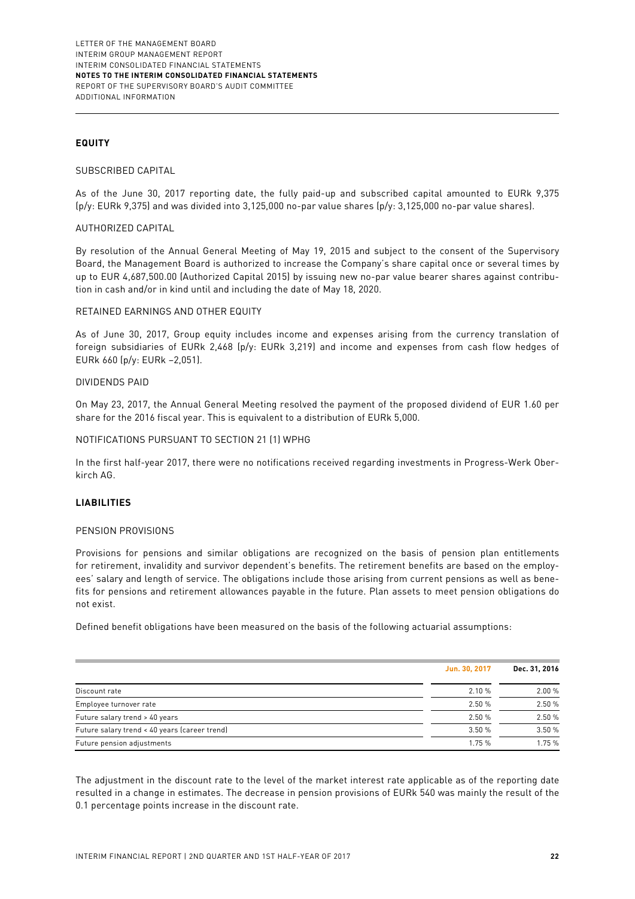## EQUITY

SUBSCRIBED CAPITAL

As of the June 30, 2017 reporting date, the fully paid-up and subscribed capital amounted to EURk 9,375 (p/y: EURk 9,375) and was divided into 3,125,000 no-par value shares (p/y: 3,125,000 no-par value shares).

AUTHORIZED CAPITAL

By resolution of the Annual General Meeting of May 19, 2015 and subject to the consent of the Supervisory Board, the Management Board is authorized to increase the Company's share capital once or several times by up to EUR 4,687,500.00 (Authorized Capital 2015) by issuing new no-par value bearer shares against contribution in cash and/or in kind until and including the date of May 18, 2020.

RETAINED EARNINGS AND OTHER EQUITY

As of June 30, 2017, Group equity includes income and expenses arising from the currency translation of foreign subsidiaries of EURk 2,468 (p/y: EURk 3,219) and income and expenses from cash flow hedges of EURk 660 (p/y: EURk −2,051).

DIVIDENDS PAID

On May 23, 2017, the Annual General Meeting resolved the payment of the proposed dividend of EUR 1.60 per share for the 2016 fiscal year. This is equivalent to a distribution of EURk 5,000.

NOTIFICATIONS PURSUANT TO SECTION 21 (1) WPHG

In the first half-year 2017, there were no notifications received regarding investments in Progress-Werk Oberkirch AG.

## LIABILITIES

PENSION PROVISIONS

Provisions for pensions and similar obligations are recognized on the basis of pension plan entitlements for retirement, invalidity and survivor dependent's benefits. The retirement benefits are based on the employees' salary and length of service. The obligations include those arising from current pensions as well as benefits for pensions and retirement allowances payable in the future. Plan assets to meet pension obligations do not exist.

Defined benefit obligations have been measured on the basis of the following actuarial assumptions:

| | Jun. 30, 2017 | Dec. 31, 2016 |
|---|---|---|
| Discount rate | 2.10 % | 2.00 % |
| Employee turnover rate | 2.50 % | 2.50 % |
| Future salary trend > 40 years | 2.50 % | 2.50 % |
| Future salary trend < 40 years (career trend) | 3.50 % | 3.50 % |
| Future pension adjustments | 1.75 % | 1.75 % |

The adjustment in the discount rate to the level of the market interest rate applicable as of the reporting date resulted in a change in estimates. The decrease in pension provisions of EURk 540 was mainly the result of the 0.1 percentage points increase in the discount rate.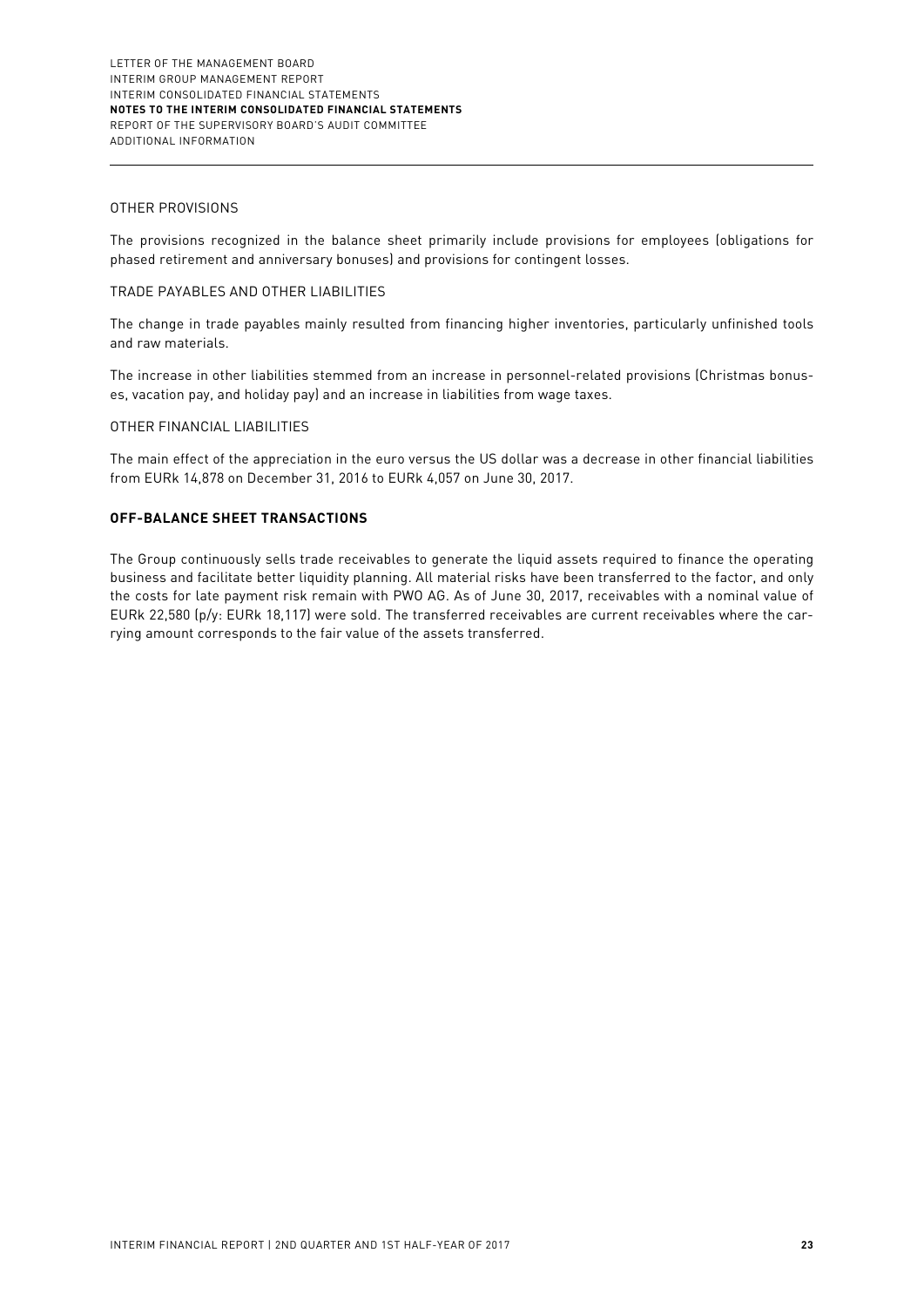OTHER PROVISIONS

The provisions recognized in the balance sheet primarily include provisions for employees (obligations for phased retirement and anniversary bonuses) and provisions for contingent losses.

TRADE PAYABLES AND OTHER LIABILITIES

The change in trade payables mainly resulted from financing higher inventories, particularly unfinished tools and raw materials.

The increase in other liabilities stemmed from an increase in personnel-related provisions (Christmas bonuses, vacation pay, and holiday pay) and an increase in liabilities from wage taxes.

OTHER FINANCIAL LIABILITIES

The main effect of the appreciation in the euro versus the US dollar was a decrease in other financial liabilities from EURk 14,878 on December 31, 2016 to EURk 4,057 on June 30, 2017.

## OFF-BALANCE SHEET TRANSACTIONS

The Group continuously sells trade receivables to generate the liquid assets required to finance the operating business and facilitate better liquidity planning. All material risks have been transferred to the factor, and only the costs for late payment risk remain with PWO AG. As of June 30, 2017, receivables with a nominal value of EURk 22,580 (p/y: EURk 18,117) were sold. The transferred receivables are current receivables where the carrying amount corresponds to the fair value of the assets transferred.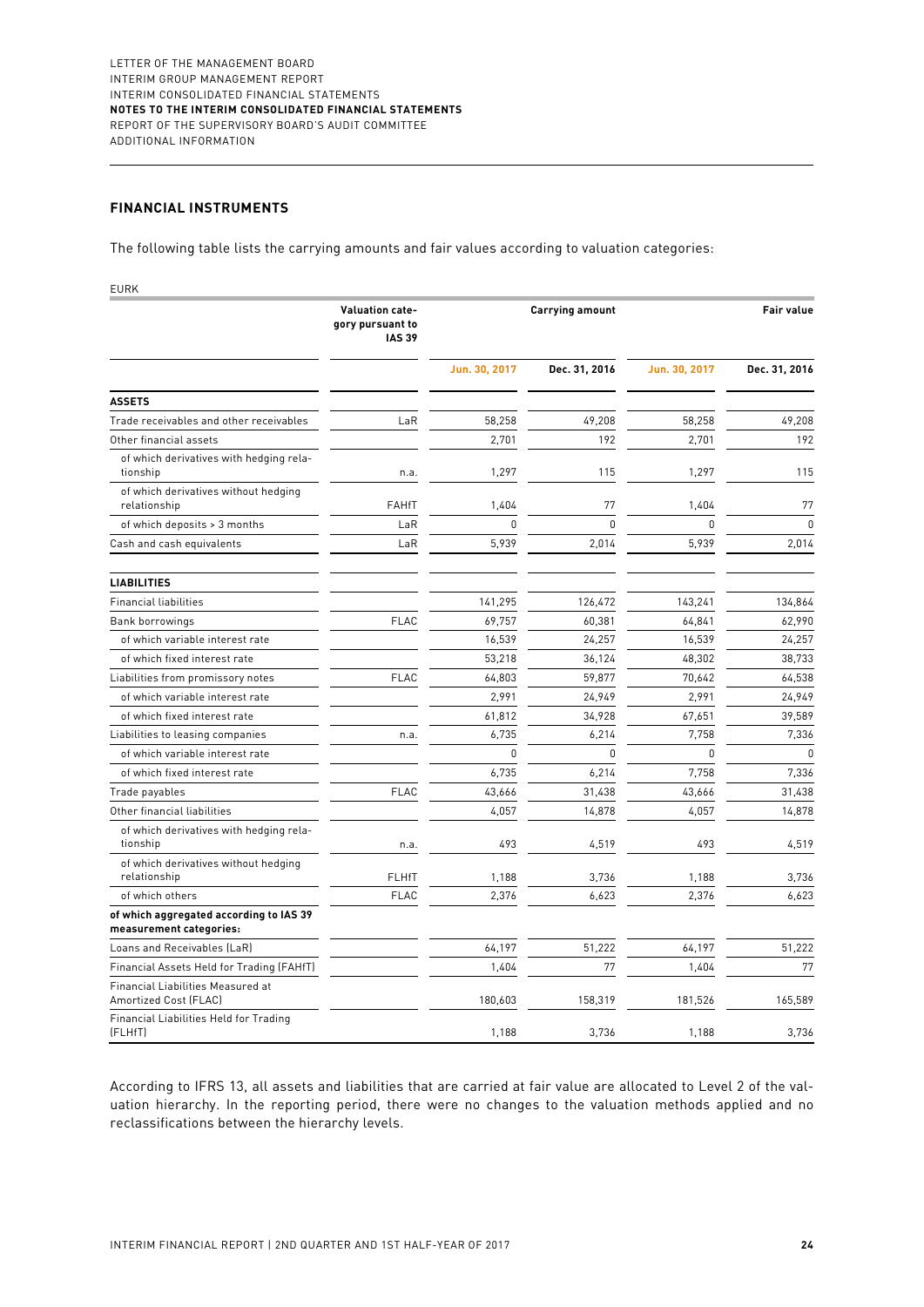## FINANCIAL INSTRUMENTS

The following table lists the carrying amounts and fair values according to valuation categories:

EURK

| | Valuation category pursuant to IAS 39 | Carrying amount | | Fair value | |
|---|---|---|---|---|---|
| | | Jun. 30, 2017 | Dec. 31, 2016 | Jun. 30, 2017 | Dec. 31, 2016 |
| **ASSETS** | | | | | |
| Trade receivables and other receivables | LaR | 58,258 | 49,208 | 58,258 | 49,208 |
| Other financial assets | | 2,701 | 192 | 2,701 | 192 |
| of which derivatives with hedging relationship | n.a. | 1,297 | 115 | 1,297 | 115 |
| of which derivatives without hedging relationship | FAHfT | 1,404 | 77 | 1,404 | 77 |
| of which deposits > 3 months | LaR | 0 | 0 | 0 | 0 |
| Cash and cash equivalents | LaR | 5,939 | 2,014 | 5,939 | 2,014 |
| **LIABILITIES** | | | | | |
| Financial liabilities | | 141,295 | 126,472 | 143,241 | 134,864 |
| Bank borrowings | FLAC | 69,757 | 60,381 | 64,841 | 62,990 |
| of which variable interest rate | | 16,539 | 24,257 | 16,539 | 24,257 |
| of which fixed interest rate | | 53,218 | 36,124 | 48,302 | 38,733 |
| Liabilities from promissory notes | FLAC | 64,803 | 59,877 | 70,642 | 64,538 |
| of which variable interest rate | | 2,991 | 24,949 | 2,991 | 24,949 |
| of which fixed interest rate | | 61,812 | 34,928 | 67,651 | 39,589 |
| Liabilities to leasing companies | n.a. | 6,735 | 6,214 | 7,758 | 7,336 |
| of which variable interest rate | | 0 | 0 | 0 | 0 |
| of which fixed interest rate | | 6,735 | 6,214 | 7,758 | 7,336 |
| Trade payables | FLAC | 43,666 | 31,438 | 43,666 | 31,438 |
| Other financial liabilities | | 4,057 | 14,878 | 4,057 | 14,878 |
| of which derivatives with hedging relationship | n.a. | 493 | 4,519 | 493 | 4,519 |
| of which derivatives without hedging relationship | FLHfT | 1,188 | 3,736 | 1,188 | 3,736 |
| of which others | FLAC | 2,376 | 6,623 | 2,376 | 6,623 |
| **of which aggregated according to IAS 39 measurement categories:** | | | | | |
| Loans and Receivables (LaR) | | 64,197 | 51,222 | 64,197 | 51,222 |
| Financial Assets Held for Trading (FAHfT) | | 1,404 | 77 | 1,404 | 77 |
| Financial Liabilities Measured at Amortized Cost (FLAC) | | 180,603 | 158,319 | 181,526 | 165,589 |
| Financial Liabilities Held for Trading (FLHfT) | | 1,188 | 3,736 | 1,188 | 3,736 |

According to IFRS 13, all assets and liabilities that are carried at fair value are allocated to Level 2 of the valuation hierarchy. In the reporting period, there were no changes to the valuation methods applied and no reclassifications between the hierarchy levels.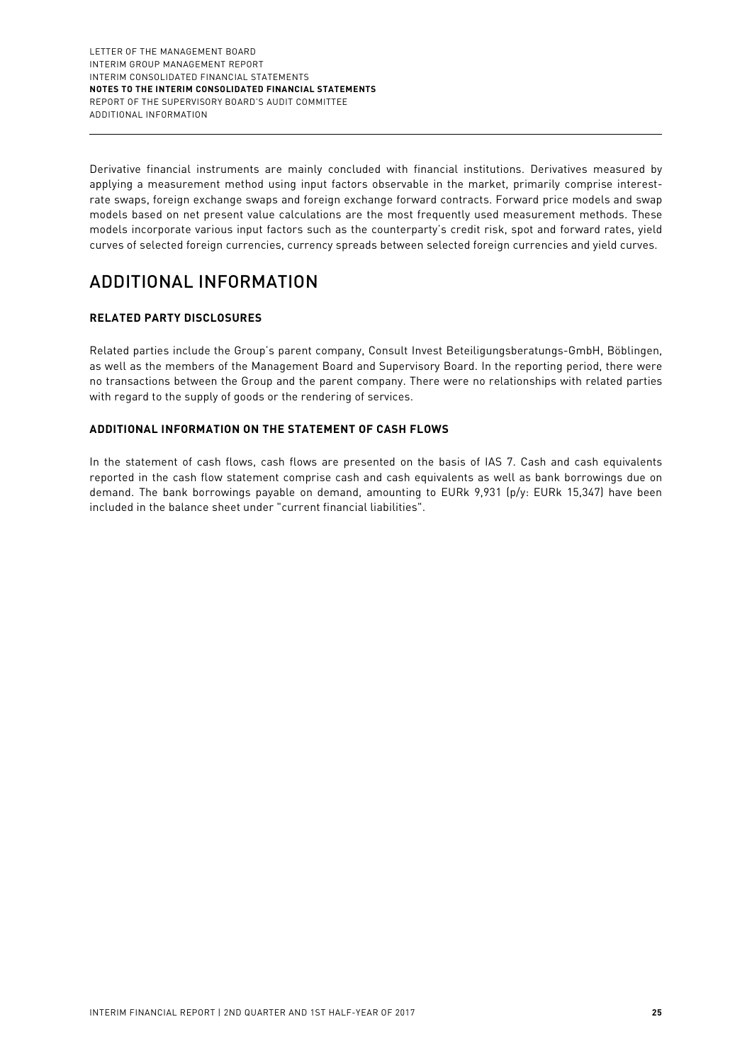Derivative financial instruments are mainly concluded with financial institutions. Derivatives measured by applying a measurement method using input factors observable in the market, primarily comprise interest-rate swaps, foreign exchange swaps and foreign exchange forward contracts. Forward price models and swap models based on net present value calculations are the most frequently used measurement methods. These models incorporate various input factors such as the counterparty's credit risk, spot and forward rates, yield curves of selected foreign currencies, currency spreads between selected foreign currencies and yield curves.

# ADDITIONAL INFORMATION

### RELATED PARTY DISCLOSURES

Related parties include the Group's parent company, Consult Invest Beteiligungsberatungs-GmbH, Böblingen, as well as the members of the Management Board and Supervisory Board. In the reporting period, there were no transactions between the Group and the parent company. There were no relationships with related parties with regard to the supply of goods or the rendering of services.

### ADDITIONAL INFORMATION ON THE STATEMENT OF CASH FLOWS

In the statement of cash flows, cash flows are presented on the basis of IAS 7. Cash and cash equivalents reported in the cash flow statement comprise cash and cash equivalents as well as bank borrowings due on demand. The bank borrowings payable on demand, amounting to EURk 9,931 (p/y: EURk 15,347) have been included in the balance sheet under "current financial liabilities".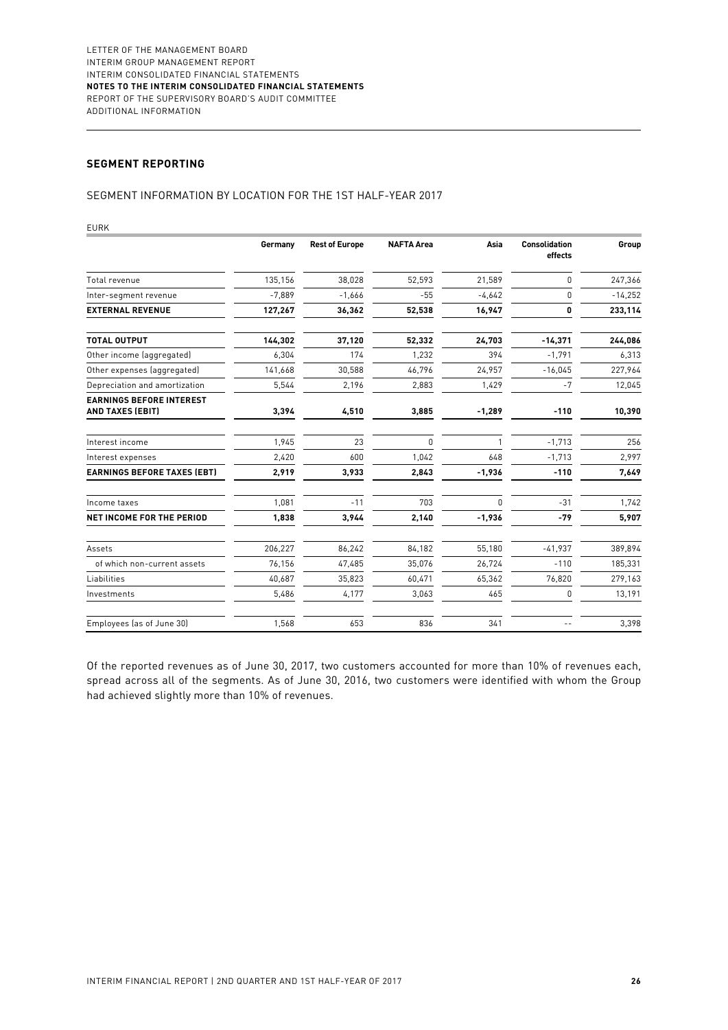## SEGMENT REPORTING

### SEGMENT INFORMATION BY LOCATION FOR THE 1ST HALF-YEAR 2017

EURK

| | Germany | Rest of Europe | NAFTA Area | Asia | Consolidation effects | Group |
|---|---|---|---|---|---|---|
| Total revenue | 135,156 | 38,028 | 52,593 | 21,589 | 0 | 247,366 |
| Inter-segment revenue | -7,889 | -1,666 | -55 | -4,642 | 0 | -14,252 |
| **EXTERNAL REVENUE** | **127,267** | **36,362** | **52,538** | **16,947** | **0** | **233,114** |
| **TOTAL OUTPUT** | **144,302** | **37,120** | **52,332** | **24,703** | **-14,371** | **244,086** |
| Other income (aggregated) | 6,304 | 174 | 1,232 | 394 | -1,791 | 6,313 |
| Other expenses (aggregated) | 141,668 | 30,588 | 46,796 | 24,957 | -16,045 | 227,964 |
| Depreciation and amortization | 5,544 | 2,196 | 2,883 | 1,429 | -7 | 12,045 |
| **EARNINGS BEFORE INTEREST AND TAXES (EBIT)** | **3,394** | **4,510** | **3,885** | **-1,289** | **-110** | **10,390** |
| Interest income | 1,945 | 23 | 0 | 1 | -1,713 | 256 |
| Interest expenses | 2,420 | 600 | 1,042 | 648 | -1,713 | 2,997 |
| **EARNINGS BEFORE TAXES (EBT)** | **2,919** | **3,933** | **2,843** | **-1,936** | **-110** | **7,649** |
| Income taxes | 1,081 | -11 | 703 | 0 | -31 | 1,742 |
| **NET INCOME FOR THE PERIOD** | **1,838** | **3,944** | **2,140** | **-1,936** | **-79** | **5,907** |
| Assets | 206,227 | 86,242 | 84,182 | 55,180 | -41,937 | 389,894 |
| of which non-current assets | 76,156 | 47,485 | 35,076 | 26,724 | -110 | 185,331 |
| Liabilities | 40,687 | 35,823 | 60,471 | 65,362 | 76,820 | 279,163 |
| Investments | 5,486 | 4,177 | 3,063 | 465 | 0 | 13,191 |
| Employees (as of June 30) | 1,568 | 653 | 836 | 341 | -- | 3,398 |

Of the reported revenues as of June 30, 2017, two customers accounted for more than 10% of revenues each, spread across all of the segments. As of June 30, 2016, two customers were identified with whom the Group had achieved slightly more than 10% of revenues.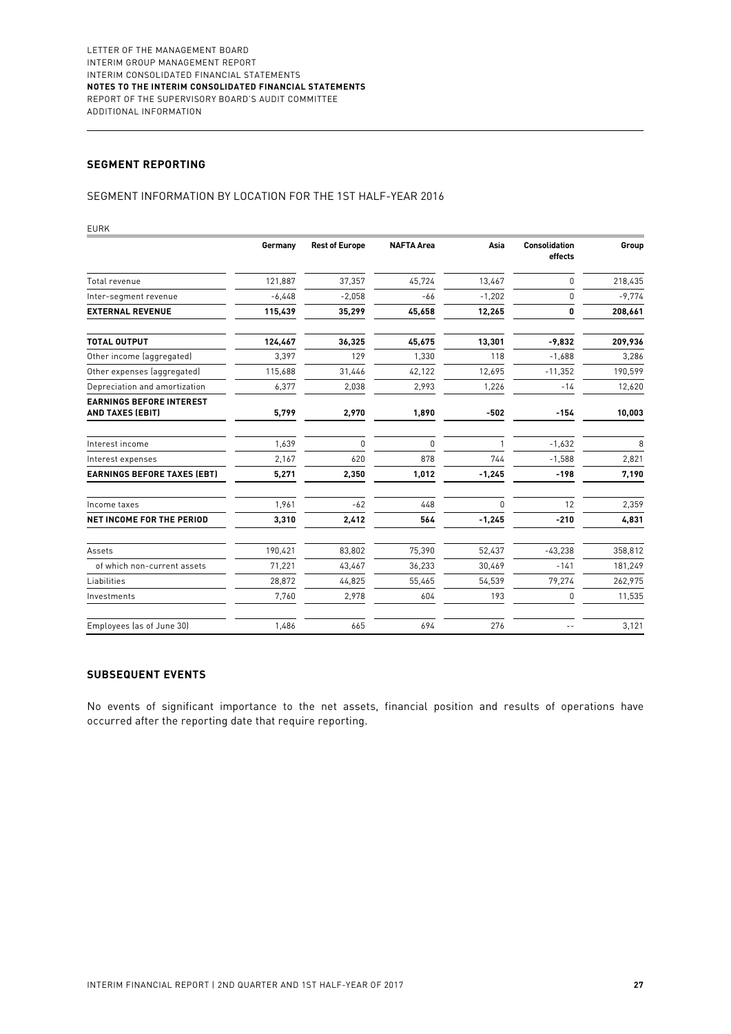## SEGMENT REPORTING

SEGMENT INFORMATION BY LOCATION FOR THE 1ST HALF-YEAR 2016

EURK

| | Germany | Rest of Europe | NAFTA Area | Asia | Consolidation effects | Group |
|---|---|---|---|---|---|---|
| Total revenue | 121,887 | 37,357 | 45,724 | 13,467 | 0 | 218,435 |
| Inter-segment revenue | -6,448 | -2,058 | -66 | -1,202 | 0 | -9,774 |
| **EXTERNAL REVENUE** | **115,439** | **35,299** | **45,658** | **12,265** | **0** | **208,661** |
| **TOTAL OUTPUT** | **124,467** | **36,325** | **45,675** | **13,301** | **-9,832** | **209,936** |
| Other income (aggregated) | 3,397 | 129 | 1,330 | 118 | -1,688 | 3,286 |
| Other expenses (aggregated) | 115,688 | 31,446 | 42,122 | 12,695 | -11,352 | 190,599 |
| Depreciation and amortization | 6,377 | 2,038 | 2,993 | 1,226 | -14 | 12,620 |
| **EARNINGS BEFORE INTEREST AND TAXES (EBIT)** | **5,799** | **2,970** | **1,890** | **-502** | **-154** | **10,003** |
| Interest income | 1,639 | 0 | 0 | 1 | -1,632 | 8 |
| Interest expenses | 2,167 | 620 | 878 | 744 | -1,588 | 2,821 |
| **EARNINGS BEFORE TAXES (EBT)** | **5,271** | **2,350** | **1,012** | **-1,245** | **-198** | **7,190** |
| Income taxes | 1,961 | -62 | 448 | 0 | 12 | 2,359 |
| **NET INCOME FOR THE PERIOD** | **3,310** | **2,412** | **564** | **-1,245** | **-210** | **4,831** |
| Assets | 190,421 | 83,802 | 75,390 | 52,437 | -43,238 | 358,812 |
| of which non-current assets | 71,221 | 43,467 | 36,233 | 30,469 | -141 | 181,249 |
| Liabilities | 28,872 | 44,825 | 55,465 | 54,539 | 79,274 | 262,975 |
| Investments | 7,760 | 2,978 | 604 | 193 | 0 | 11,535 |
| Employees (as of June 30) | 1,486 | 665 | 694 | 276 | -- | 3,121 |

## SUBSEQUENT EVENTS

No events of significant importance to the net assets, financial position and results of operations have occurred after the reporting date that require reporting.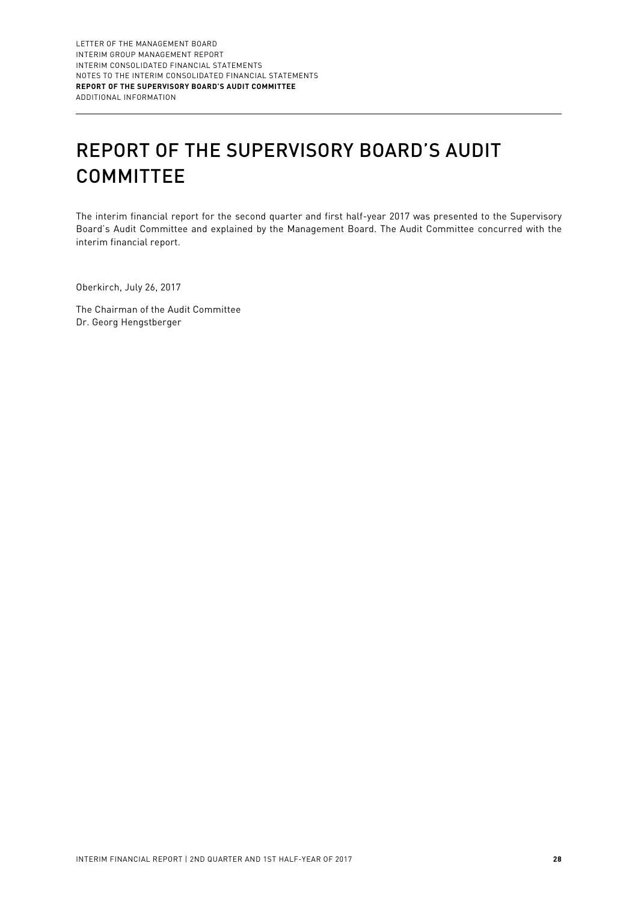# REPORT OF THE SUPERVISORY BOARD'S AUDIT COMMITTEE

The interim financial report for the second quarter and first half-year 2017 was presented to the Supervisory Board's Audit Committee and explained by the Management Board. The Audit Committee concurred with the interim financial report.

Oberkirch, July 26, 2017

The Chairman of the Audit Committee
Dr. Georg Hengstberger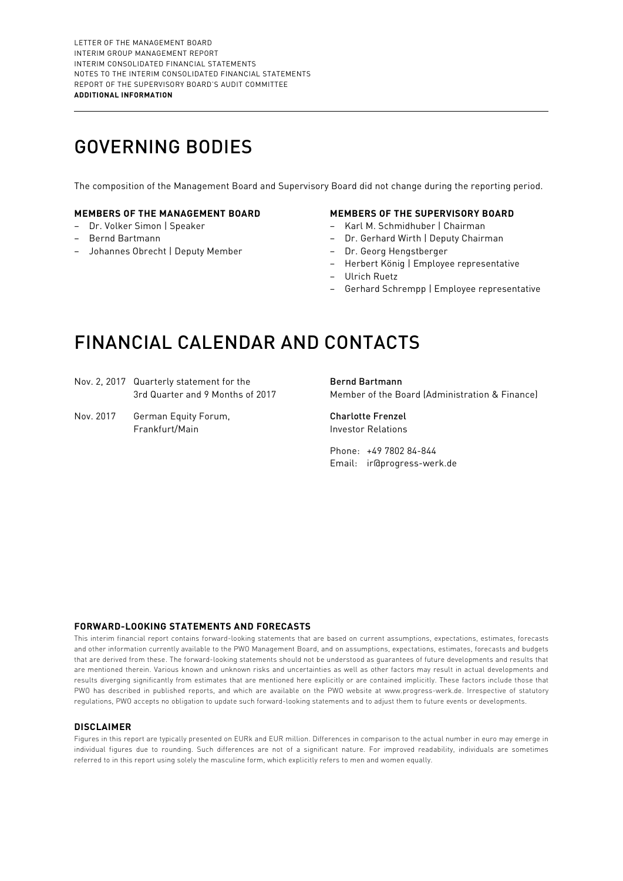# GOVERNING BODIES

The composition of the Management Board and Supervisory Board did not change during the reporting period.

### MEMBERS OF THE MANAGEMENT BOARD

- Dr. Volker Simon | Speaker
- Bernd Bartmann
- Johannes Obrecht | Deputy Member

### MEMBERS OF THE SUPERVISORY BOARD

- Karl M. Schmidhuber | Chairman
- Dr. Gerhard Wirth | Deputy Chairman
- Dr. Georg Hengstberger
- Herbert König | Employee representative
- Ulrich Ruetz
- Gerhard Schrempp | Employee representative

# FINANCIAL CALENDAR AND CONTACTS

| | |
|---|---|
| Nov. 2, 2017 | Quarterly statement for the 3rd Quarter and 9 Months of 2017 |
| Nov. 2017 | German Equity Forum, Frankfurt/Main |

Bernd Bartmann
Member of the Board (Administration & Finance)

Charlotte Frenzel
Investor Relations

Phone: +49 7802 84-844
Email: ir@progress-werk.de

### FORWARD-LOOKING STATEMENTS AND FORECASTS

This interim financial report contains forward-looking statements that are based on current assumptions, expectations, estimates, forecasts and other information currently available to the PWO Management Board, and on assumptions, expectations, estimates, forecasts and budgets that are derived from these. The forward-looking statements should not be understood as guarantees of future developments and results that are mentioned therein. Various known and unknown risks and uncertainties as well as other factors may result in actual developments and results diverging significantly from estimates that are mentioned here explicitly or are contained implicitly. These factors include those that PWO has described in published reports, and which are available on the PWO website at www.progress-werk.de. Irrespective of statutory regulations, PWO accepts no obligation to update such forward-looking statements and to adjust them to future events or developments.

### DISCLAIMER

Figures in this report are typically presented on EURk and EUR million. Differences in comparison to the actual number in euro may emerge in individual figures due to rounding. Such differences are not of a significant nature. For improved readability, individuals are sometimes referred to in this report using solely the masculine form, which explicitly refers to men and women equally.